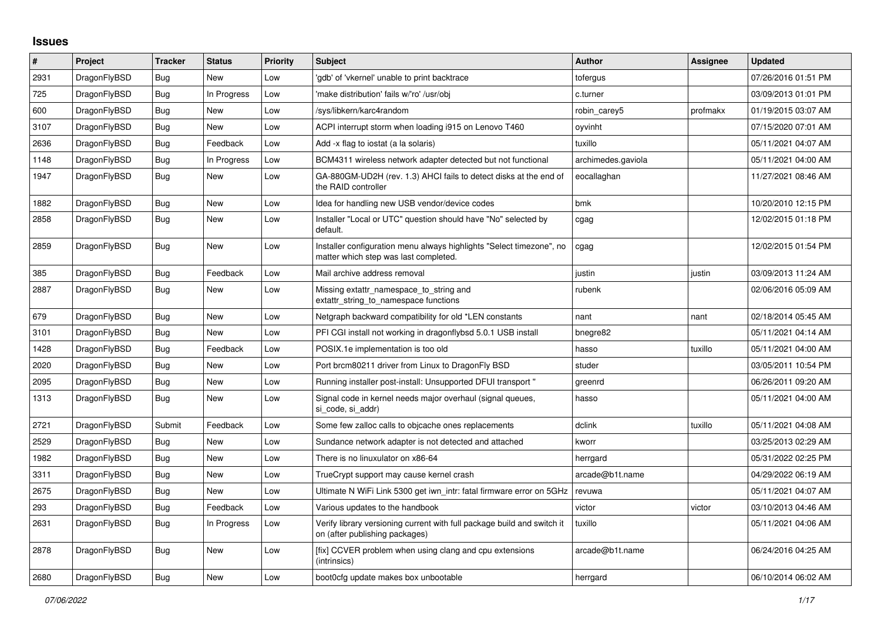# Issues

| # | Project | Tracker | Status | Priority | Subject | Author | Assignee | Updated |
|---|---|---|---|---|---|---|---|---|
| 2931 | DragonFlyBSD | Bug | New | Low | 'gdb' of 'vkernel' unable to print backtrace | tofergus | | 07/26/2016 01:51 PM |
| 725 | DragonFlyBSD | Bug | In Progress | Low | 'make distribution' fails w/'ro' /usr/obj | c.turner | | 03/09/2013 01:01 PM |
| 600 | DragonFlyBSD | Bug | New | Low | /sys/libkern/karc4random | robin_carey5 | profmakx | 01/19/2015 03:07 AM |
| 3107 | DragonFlyBSD | Bug | New | Low | ACPI interrupt storm when loading i915 on Lenovo T460 | oyvinht | | 07/15/2020 07:01 AM |
| 2636 | DragonFlyBSD | Bug | Feedback | Low | Add -x flag to iostat (a la solaris) | tuxillo | | 05/11/2021 04:07 AM |
| 1148 | DragonFlyBSD | Bug | In Progress | Low | BCM4311 wireless network adapter detected but not functional | archimedes.gaviola | | 05/11/2021 04:00 AM |
| 1947 | DragonFlyBSD | Bug | New | Low | GA-880GM-UD2H (rev. 1.3) AHCI fails to detect disks at the end of the RAID controller | eocallaghan | | 11/27/2021 08:46 AM |
| 1882 | DragonFlyBSD | Bug | New | Low | Idea for handling new USB vendor/device codes | bmk | | 10/20/2010 12:15 PM |
| 2858 | DragonFlyBSD | Bug | New | Low | Installer "Local or UTC" question should have "No" selected by default. | cgag | | 12/02/2015 01:18 PM |
| 2859 | DragonFlyBSD | Bug | New | Low | Installer configuration menu always highlights "Select timezone", no matter which step was last completed. | cgag | | 12/02/2015 01:54 PM |
| 385 | DragonFlyBSD | Bug | Feedback | Low | Mail archive address removal | justin | justin | 03/09/2013 11:24 AM |
| 2887 | DragonFlyBSD | Bug | New | Low | Missing extattr_namespace_to_string and extattr_string_to_namespace functions | rubenk | | 02/06/2016 05:09 AM |
| 679 | DragonFlyBSD | Bug | New | Low | Netgraph backward compatibility for old *LEN constants | nant | nant | 02/18/2014 05:45 AM |
| 3101 | DragonFlyBSD | Bug | New | Low | PFI CGI install not working in dragonflybsd 5.0.1 USB install | bnegre82 | | 05/11/2021 04:14 AM |
| 1428 | DragonFlyBSD | Bug | Feedback | Low | POSIX.1e implementation is too old | hasso | tuxillo | 05/11/2021 04:00 AM |
| 2020 | DragonFlyBSD | Bug | New | Low | Port brcm80211 driver from Linux to DragonFly BSD | studer | | 03/05/2011 10:54 PM |
| 2095 | DragonFlyBSD | Bug | New | Low | Running installer post-install: Unsupported DFUI transport " | greenrd | | 06/26/2011 09:20 AM |
| 1313 | DragonFlyBSD | Bug | New | Low | Signal code in kernel needs major overhaul (signal queues, si_code, si_addr) | hasso | | 05/11/2021 04:00 AM |
| 2721 | DragonFlyBSD | Submit | Feedback | Low | Some few zalloc calls to objcache ones replacements | dclink | tuxillo | 05/11/2021 04:08 AM |
| 2529 | DragonFlyBSD | Bug | New | Low | Sundance network adapter is not detected and attached | kworr | | 03/25/2013 02:29 AM |
| 1982 | DragonFlyBSD | Bug | New | Low | There is no linuxulator on x86-64 | herrgard | | 05/31/2022 02:25 PM |
| 3311 | DragonFlyBSD | Bug | New | Low | TrueCrypt support may cause kernel crash | arcade@b1t.name | | 04/29/2022 06:19 AM |
| 2675 | DragonFlyBSD | Bug | New | Low | Ultimate N WiFi Link 5300 get iwn_intr: fatal firmware error on 5GHz | revuwa | | 05/11/2021 04:07 AM |
| 293 | DragonFlyBSD | Bug | Feedback | Low | Various updates to the handbook | victor | victor | 03/10/2013 04:46 AM |
| 2631 | DragonFlyBSD | Bug | In Progress | Low | Verify library versioning current with full package build and switch it on (after publishing packages) | tuxillo | | 05/11/2021 04:06 AM |
| 2878 | DragonFlyBSD | Bug | New | Low | [fix] CCVER problem when using clang and cpu extensions (intrinsics) | arcade@b1t.name | | 06/24/2016 04:25 AM |
| 2680 | DragonFlyBSD | Bug | New | Low | boot0cfg update makes box unbootable | herrgard | | 06/10/2014 06:02 AM |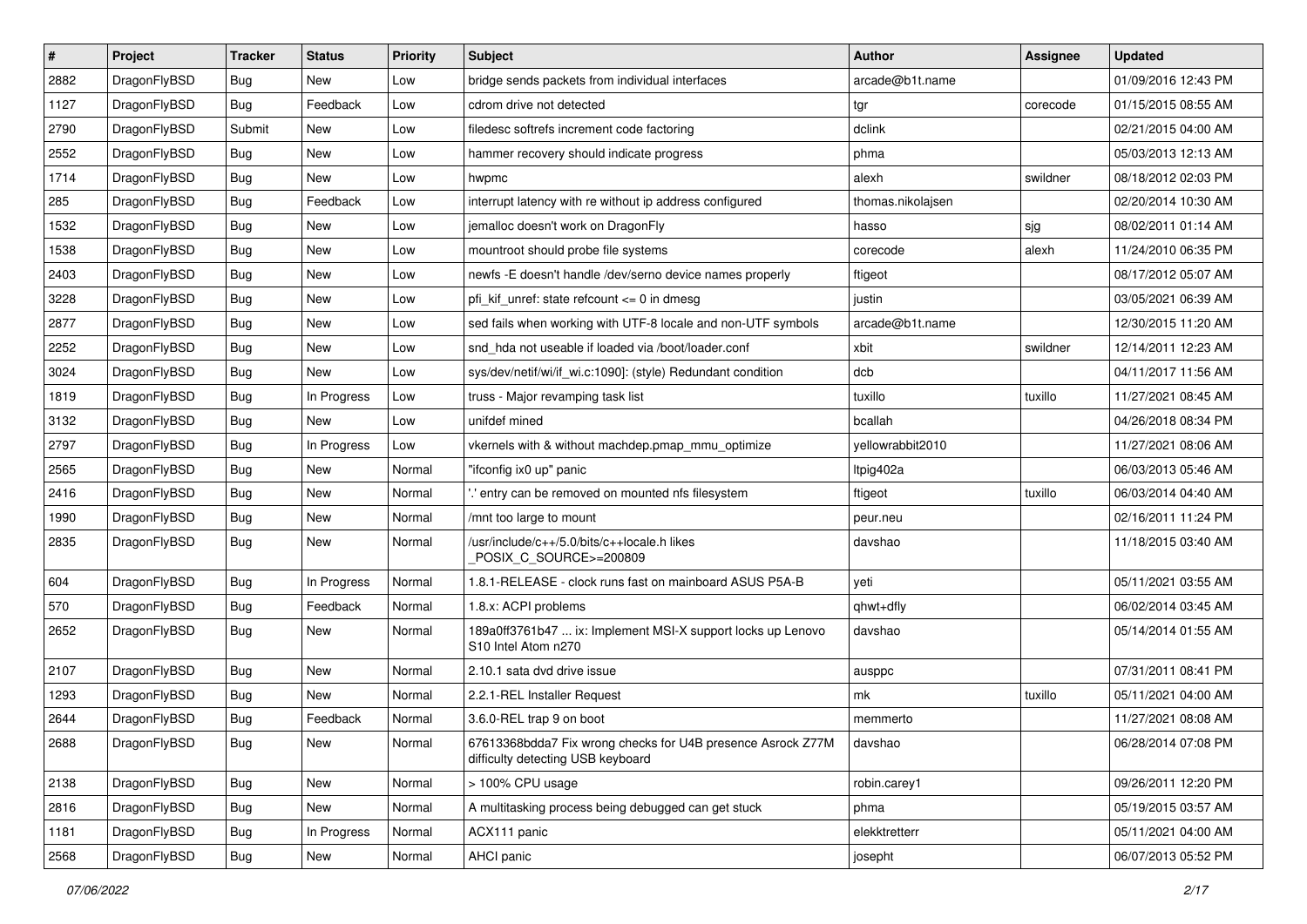| # | Project | Tracker | Status | Priority | Subject | Author | Assignee | Updated |
|---|---|---|---|---|---|---|---|---|
| 2882 | DragonFlyBSD | Bug | New | Low | bridge sends packets from individual interfaces | arcade@b1t.name | | 01/09/2016 12:43 PM |
| 1127 | DragonFlyBSD | Bug | Feedback | Low | cdrom drive not detected | tgr | corecode | 01/15/2015 08:55 AM |
| 2790 | DragonFlyBSD | Submit | New | Low | filedesc softrefs increment code factoring | dclink | | 02/21/2015 04:00 AM |
| 2552 | DragonFlyBSD | Bug | New | Low | hammer recovery should indicate progress | phma | | 05/03/2013 12:13 AM |
| 1714 | DragonFlyBSD | Bug | New | Low | hwpmc | alexh | swildner | 08/18/2012 02:03 PM |
| 285 | DragonFlyBSD | Bug | Feedback | Low | interrupt latency with re without ip address configured | thomas.nikolajsen | | 02/20/2014 10:30 AM |
| 1532 | DragonFlyBSD | Bug | New | Low | jemalloc doesn't work on DragonFly | hasso | sjg | 08/02/2011 01:14 AM |
| 1538 | DragonFlyBSD | Bug | New | Low | mountroot should probe file systems | corecode | alexh | 11/24/2010 06:35 PM |
| 2403 | DragonFlyBSD | Bug | New | Low | newfs -E doesn't handle /dev/serno device names properly | ftigeot | | 08/17/2012 05:07 AM |
| 3228 | DragonFlyBSD | Bug | New | Low | pfi_kif_unref: state refcount <= 0 in dmesg | justin | | 03/05/2021 06:39 AM |
| 2877 | DragonFlyBSD | Bug | New | Low | sed fails when working with UTF-8 locale and non-UTF symbols | arcade@b1t.name | | 12/30/2015 11:20 AM |
| 2252 | DragonFlyBSD | Bug | New | Low | snd_hda not useable if loaded via /boot/loader.conf | xbit | swildner | 12/14/2011 12:23 AM |
| 3024 | DragonFlyBSD | Bug | New | Low | sys/dev/netif/wi/if_wi.c:1090]: (style) Redundant condition | dcb | | 04/11/2017 11:56 AM |
| 1819 | DragonFlyBSD | Bug | In Progress | Low | truss - Major revamping task list | tuxillo | tuxillo | 11/27/2021 08:45 AM |
| 3132 | DragonFlyBSD | Bug | New | Low | unifdef mined | bcallah | | 04/26/2018 08:34 PM |
| 2797 | DragonFlyBSD | Bug | In Progress | Low | vkernels with & without machdep.pmap_mmu_optimize | yellowrabbit2010 | | 11/27/2021 08:06 AM |
| 2565 | DragonFlyBSD | Bug | New | Normal | "ifconfig ix0 up" panic | ltpig402a | | 06/03/2013 05:46 AM |
| 2416 | DragonFlyBSD | Bug | New | Normal | '.' entry can be removed on mounted nfs filesystem | ftigeot | tuxillo | 06/03/2014 04:40 AM |
| 1990 | DragonFlyBSD | Bug | New | Normal | /mnt too large to mount | peur.neu | | 02/16/2011 11:24 PM |
| 2835 | DragonFlyBSD | Bug | New | Normal | /usr/include/c++/5.0/bits/c++locale.h likes _POSIX_C_SOURCE>=200809 | davshao | | 11/18/2015 03:40 AM |
| 604 | DragonFlyBSD | Bug | In Progress | Normal | 1.8.1-RELEASE - clock runs fast on mainboard ASUS P5A-B | yeti | | 05/11/2021 03:55 AM |
| 570 | DragonFlyBSD | Bug | Feedback | Normal | 1.8.x: ACPI problems | qhwt+dfly | | 06/02/2014 03:45 AM |
| 2652 | DragonFlyBSD | Bug | New | Normal | 189a0ff3761b47 ... ix: Implement MSI-X support locks up Lenovo S10 Intel Atom n270 | davshao | | 05/14/2014 01:55 AM |
| 2107 | DragonFlyBSD | Bug | New | Normal | 2.10.1 sata dvd drive issue | ausppc | | 07/31/2011 08:41 PM |
| 1293 | DragonFlyBSD | Bug | New | Normal | 2.2.1-REL Installer Request | mk | tuxillo | 05/11/2021 04:00 AM |
| 2644 | DragonFlyBSD | Bug | Feedback | Normal | 3.6.0-REL trap 9 on boot | memmerto | | 11/27/2021 08:08 AM |
| 2688 | DragonFlyBSD | Bug | New | Normal | 67613368bdda7 Fix wrong checks for U4B presence Asrock Z77M difficulty detecting USB keyboard | davshao | | 06/28/2014 07:08 PM |
| 2138 | DragonFlyBSD | Bug | New | Normal | > 100% CPU usage | robin.carey1 | | 09/26/2011 12:20 PM |
| 2816 | DragonFlyBSD | Bug | New | Normal | A multitasking process being debugged can get stuck | phma | | 05/19/2015 03:57 AM |
| 1181 | DragonFlyBSD | Bug | In Progress | Normal | ACX111 panic | elekktretterr | | 05/11/2021 04:00 AM |
| 2568 | DragonFlyBSD | Bug | New | Normal | AHCI panic | josepht | | 06/07/2013 05:52 PM |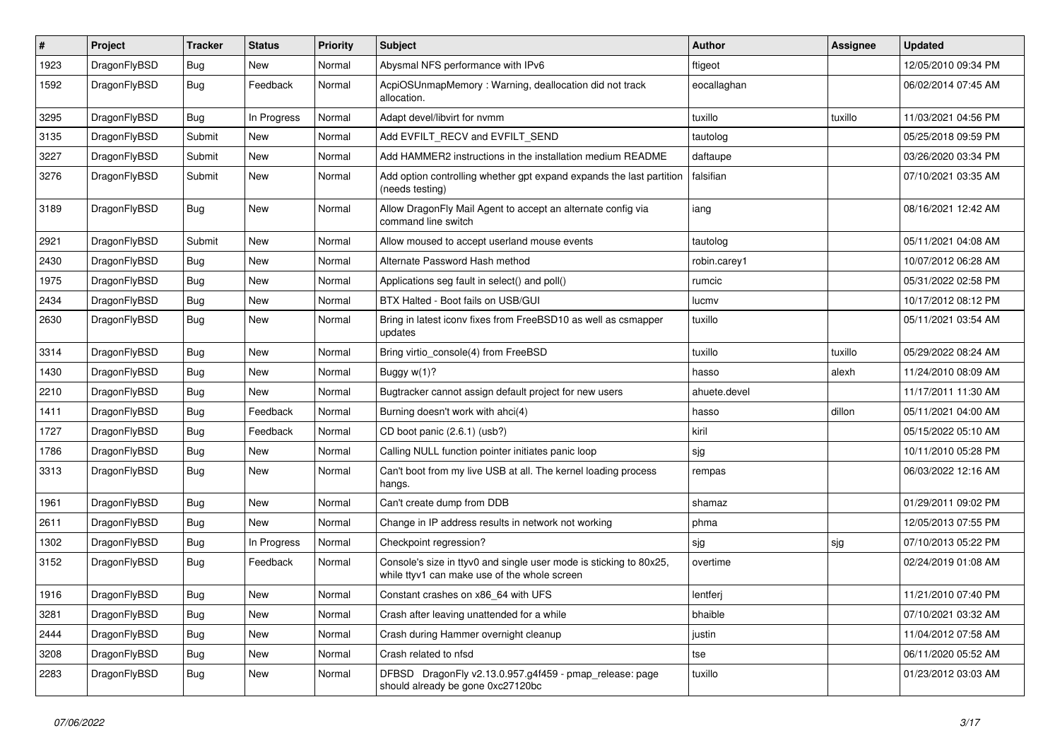| # | Project | Tracker | Status | Priority | Subject | Author | Assignee | Updated |
|---|---|---|---|---|---|---|---|---|
| 1923 | DragonFlyBSD | Bug | New | Normal | Abysmal NFS performance with IPv6 | ftigeot | | 12/05/2010 09:34 PM |
| 1592 | DragonFlyBSD | Bug | Feedback | Normal | AcpiOSUnmapMemory : Warning, deallocation did not track allocation. | eocallaghan | | 06/02/2014 07:45 AM |
| 3295 | DragonFlyBSD | Bug | In Progress | Normal | Adapt devel/libvirt for nvmm | tuxillo | tuxillo | 11/03/2021 04:56 PM |
| 3135 | DragonFlyBSD | Submit | New | Normal | Add EVFILT_RECV and EVFILT_SEND | tautolog | | 05/25/2018 09:59 PM |
| 3227 | DragonFlyBSD | Submit | New | Normal | Add HAMMER2 instructions in the installation medium README | daftaupe | | 03/26/2020 03:34 PM |
| 3276 | DragonFlyBSD | Submit | New | Normal | Add option controlling whether gpt expand expands the last partition (needs testing) | falsifian | | 07/10/2021 03:35 AM |
| 3189 | DragonFlyBSD | Bug | New | Normal | Allow DragonFly Mail Agent to accept an alternate config via command line switch | iang | | 08/16/2021 12:42 AM |
| 2921 | DragonFlyBSD | Submit | New | Normal | Allow moused to accept userland mouse events | tautolog | | 05/11/2021 04:08 AM |
| 2430 | DragonFlyBSD | Bug | New | Normal | Alternate Password Hash method | robin.carey1 | | 10/07/2012 06:28 AM |
| 1975 | DragonFlyBSD | Bug | New | Normal | Applications seg fault in select() and poll() | rumcic | | 05/31/2022 02:58 PM |
| 2434 | DragonFlyBSD | Bug | New | Normal | BTX Halted - Boot fails on USB/GUI | lucmv | | 10/17/2012 08:12 PM |
| 2630 | DragonFlyBSD | Bug | New | Normal | Bring in latest iconv fixes from FreeBSD10 as well as csmapper updates | tuxillo | | 05/11/2021 03:54 AM |
| 3314 | DragonFlyBSD | Bug | New | Normal | Bring virtio_console(4) from FreeBSD | tuxillo | tuxillo | 05/29/2022 08:24 AM |
| 1430 | DragonFlyBSD | Bug | New | Normal | Buggy w(1)? | hasso | alexh | 11/24/2010 08:09 AM |
| 2210 | DragonFlyBSD | Bug | New | Normal | Bugtracker cannot assign default project for new users | ahuete.devel | | 11/17/2011 11:30 AM |
| 1411 | DragonFlyBSD | Bug | Feedback | Normal | Burning doesn't work with ahci(4) | hasso | dillon | 05/11/2021 04:00 AM |
| 1727 | DragonFlyBSD | Bug | Feedback | Normal | CD boot panic (2.6.1) (usb?) | kiril | | 05/15/2022 05:10 AM |
| 1786 | DragonFlyBSD | Bug | New | Normal | Calling NULL function pointer initiates panic loop | sjg | | 10/11/2010 05:28 PM |
| 3313 | DragonFlyBSD | Bug | New | Normal | Can't boot from my live USB at all. The kernel loading process hangs. | rempas | | 06/03/2022 12:16 AM |
| 1961 | DragonFlyBSD | Bug | New | Normal | Can't create dump from DDB | shamaz | | 01/29/2011 09:02 PM |
| 2611 | DragonFlyBSD | Bug | New | Normal | Change in IP address results in network not working | phma | | 12/05/2013 07:55 PM |
| 1302 | DragonFlyBSD | Bug | In Progress | Normal | Checkpoint regression? | sjg | sjg | 07/10/2013 05:22 PM |
| 3152 | DragonFlyBSD | Bug | Feedback | Normal | Console's size in ttyv0 and single user mode is sticking to 80x25, while ttyv1 can make use of the whole screen | overtime | | 02/24/2019 01:08 AM |
| 1916 | DragonFlyBSD | Bug | New | Normal | Constant crashes on x86_64 with UFS | lentferj | | 11/21/2010 07:40 PM |
| 3281 | DragonFlyBSD | Bug | New | Normal | Crash after leaving unattended for a while | bhaible | | 07/10/2021 03:32 AM |
| 2444 | DragonFlyBSD | Bug | New | Normal | Crash during Hammer overnight cleanup | justin | | 11/04/2012 07:58 AM |
| 3208 | DragonFlyBSD | Bug | New | Normal | Crash related to nfsd | tse | | 06/11/2020 05:52 AM |
| 2283 | DragonFlyBSD | Bug | New | Normal | DFBSD DragonFly v2.13.0.957.g4f459 - pmap_release: page should already be gone 0xc27120bc | tuxillo | | 01/23/2012 03:03 AM |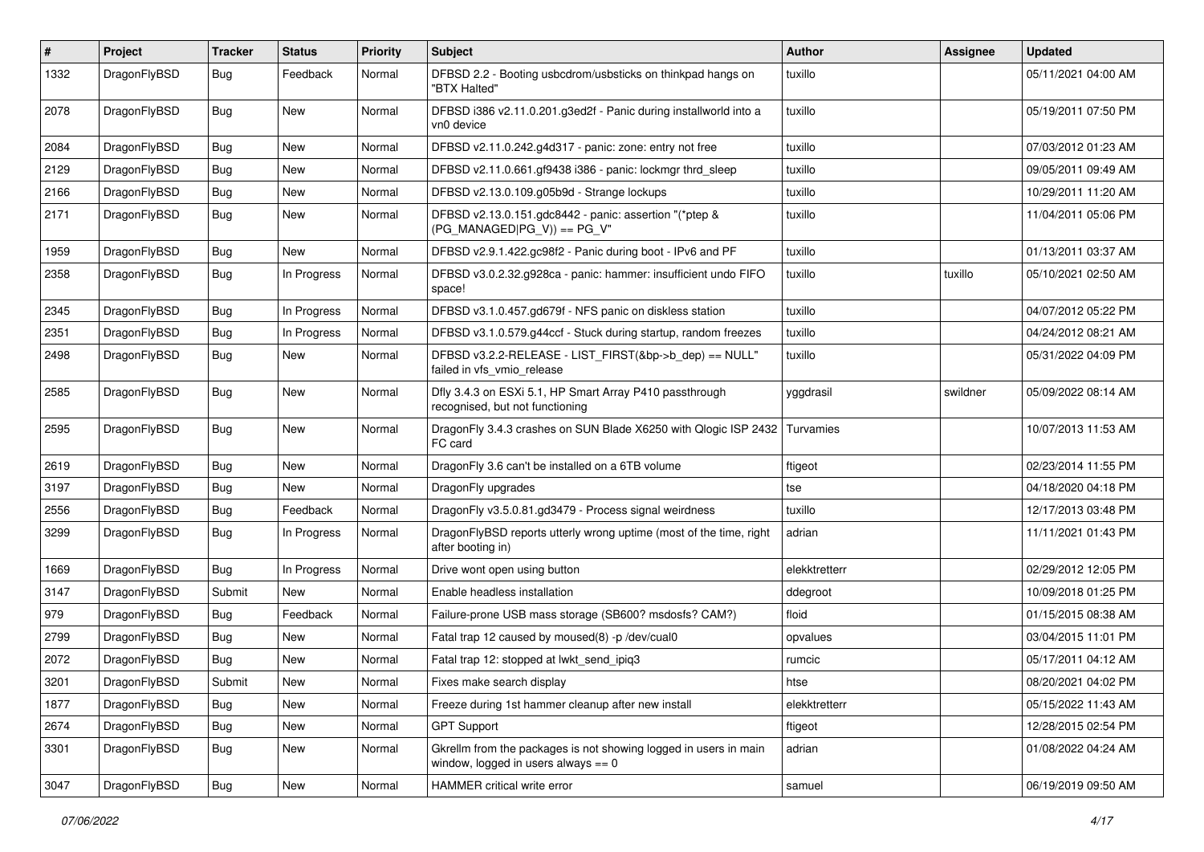| # | Project | Tracker | Status | Priority | Subject | Author | Assignee | Updated |
|---|---|---|---|---|---|---|---|---|
| 1332 | DragonFlyBSD | Bug | Feedback | Normal | DFBSD 2.2 - Booting usbcdrom/usbsticks on thinkpad hangs on "BTX Halted" | tuxillo | | 05/11/2021 04:00 AM |
| 2078 | DragonFlyBSD | Bug | New | Normal | DFBSD i386 v2.11.0.201.g3ed2f - Panic during installworld into a vn0 device | tuxillo | | 05/19/2011 07:50 PM |
| 2084 | DragonFlyBSD | Bug | New | Normal | DFBSD v2.11.0.242.g4d317 - panic: zone: entry not free | tuxillo | | 07/03/2012 01:23 AM |
| 2129 | DragonFlyBSD | Bug | New | Normal | DFBSD v2.11.0.661.gf9438 i386 - panic: lockmgr thrd_sleep | tuxillo | | 09/05/2011 09:49 AM |
| 2166 | DragonFlyBSD | Bug | New | Normal | DFBSD v2.13.0.109.g05b9d - Strange lockups | tuxillo | | 10/29/2011 11:20 AM |
| 2171 | DragonFlyBSD | Bug | New | Normal | DFBSD v2.13.0.151.gdc8442 - panic: assertion "(*ptep & (PG_MANAGED\|PG_V)) == PG_V" | tuxillo | | 11/04/2011 05:06 PM |
| 1959 | DragonFlyBSD | Bug | New | Normal | DFBSD v2.9.1.422.gc98f2 - Panic during boot - IPv6 and PF | tuxillo | | 01/13/2011 03:37 AM |
| 2358 | DragonFlyBSD | Bug | In Progress | Normal | DFBSD v3.0.2.32.g928ca - panic: hammer: insufficient undo FIFO space! | tuxillo | tuxillo | 05/10/2021 02:50 AM |
| 2345 | DragonFlyBSD | Bug | In Progress | Normal | DFBSD v3.1.0.457.gd679f - NFS panic on diskless station | tuxillo | | 04/07/2012 05:22 PM |
| 2351 | DragonFlyBSD | Bug | In Progress | Normal | DFBSD v3.1.0.579.g44ccf - Stuck during startup, random freezes | tuxillo | | 04/24/2012 08:21 AM |
| 2498 | DragonFlyBSD | Bug | New | Normal | DFBSD v3.2.2-RELEASE - LIST_FIRST(&bp->b_dep) == NULL" failed in vfs_vmio_release | tuxillo | | 05/31/2022 04:09 PM |
| 2585 | DragonFlyBSD | Bug | New | Normal | Dfly 3.4.3 on ESXi 5.1, HP Smart Array P410 passthrough recognised, but not functioning | yggdrasil | swildner | 05/09/2022 08:14 AM |
| 2595 | DragonFlyBSD | Bug | New | Normal | DragonFly 3.4.3 crashes on SUN Blade X6250 with Qlogic ISP 2432 FC card | Turvamies | | 10/07/2013 11:53 AM |
| 2619 | DragonFlyBSD | Bug | New | Normal | DragonFly 3.6 can't be installed on a 6TB volume | ftigeot | | 02/23/2014 11:55 PM |
| 3197 | DragonFlyBSD | Bug | New | Normal | DragonFly upgrades | tse | | 04/18/2020 04:18 PM |
| 2556 | DragonFlyBSD | Bug | Feedback | Normal | DragonFly v3.5.0.81.gd3479 - Process signal weirdness | tuxillo | | 12/17/2013 03:48 PM |
| 3299 | DragonFlyBSD | Bug | In Progress | Normal | DragonFlyBSD reports utterly wrong uptime (most of the time, right after booting in) | adrian | | 11/11/2021 01:43 PM |
| 1669 | DragonFlyBSD | Bug | In Progress | Normal | Drive wont open using button | elekktretterr | | 02/29/2012 12:05 PM |
| 3147 | DragonFlyBSD | Submit | New | Normal | Enable headless installation | ddegroot | | 10/09/2018 01:25 PM |
| 979 | DragonFlyBSD | Bug | Feedback | Normal | Failure-prone USB mass storage (SB600? msdosfs? CAM?) | floid | | 01/15/2015 08:38 AM |
| 2799 | DragonFlyBSD | Bug | New | Normal | Fatal trap 12 caused by moused(8) -p /dev/cual0 | opvalues | | 03/04/2015 11:01 PM |
| 2072 | DragonFlyBSD | Bug | New | Normal | Fatal trap 12: stopped at lwkt_send_ipiq3 | rumcic | | 05/17/2011 04:12 AM |
| 3201 | DragonFlyBSD | Submit | New | Normal | Fixes make search display | htse | | 08/20/2021 04:02 PM |
| 1877 | DragonFlyBSD | Bug | New | Normal | Freeze during 1st hammer cleanup after new install | elekktretterr | | 05/15/2022 11:43 AM |
| 2674 | DragonFlyBSD | Bug | New | Normal | GPT Support | ftigeot | | 12/28/2015 02:54 PM |
| 3301 | DragonFlyBSD | Bug | New | Normal | Gkrellm from the packages is not showing logged in users in main window, logged in users always == 0 | adrian | | 01/08/2022 04:24 AM |
| 3047 | DragonFlyBSD | Bug | New | Normal | HAMMER critical write error | samuel | | 06/19/2019 09:50 AM |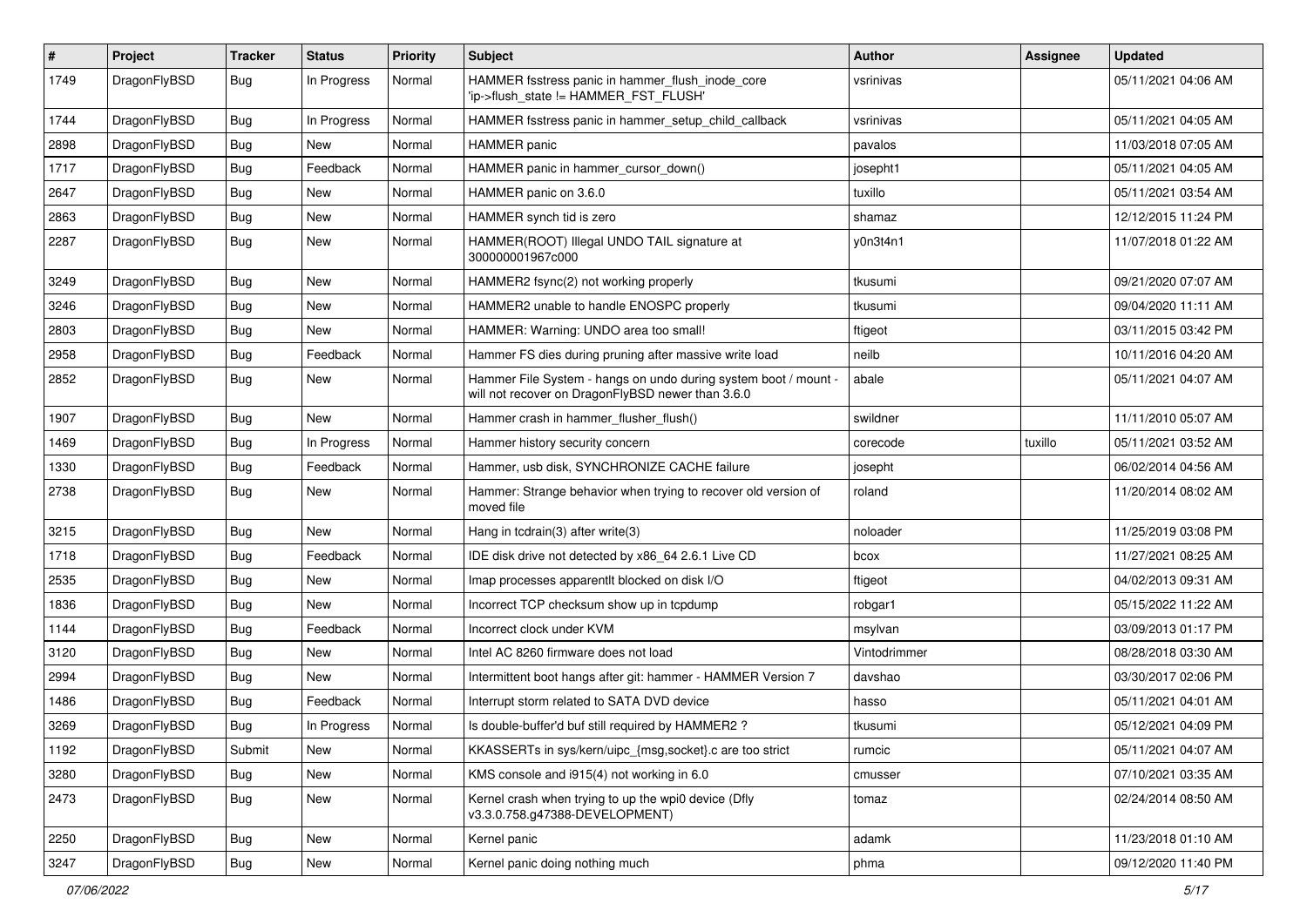| # | Project | Tracker | Status | Priority | Subject | Author | Assignee | Updated |
|---|---|---|---|---|---|---|---|---|
| 1749 | DragonFlyBSD | Bug | In Progress | Normal | HAMMER fsstress panic in hammer_flush_inode_core 'ip->flush_state != HAMMER_FST_FLUSH' | vsrinivas | | 05/11/2021 04:06 AM |
| 1744 | DragonFlyBSD | Bug | In Progress | Normal | HAMMER fsstress panic in hammer_setup_child_callback | vsrinivas | | 05/11/2021 04:05 AM |
| 2898 | DragonFlyBSD | Bug | New | Normal | HAMMER panic | pavalos | | 11/03/2018 07:05 AM |
| 1717 | DragonFlyBSD | Bug | Feedback | Normal | HAMMER panic in hammer_cursor_down() | josepht1 | | 05/11/2021 04:05 AM |
| 2647 | DragonFlyBSD | Bug | New | Normal | HAMMER panic on 3.6.0 | tuxillo | | 05/11/2021 03:54 AM |
| 2863 | DragonFlyBSD | Bug | New | Normal | HAMMER synch tid is zero | shamaz | | 12/12/2015 11:24 PM |
| 2287 | DragonFlyBSD | Bug | New | Normal | HAMMER(ROOT) Illegal UNDO TAIL signature at 300000001967c000 | y0n3t4n1 | | 11/07/2018 01:22 AM |
| 3249 | DragonFlyBSD | Bug | New | Normal | HAMMER2 fsync(2) not working properly | tkusumi | | 09/21/2020 07:07 AM |
| 3246 | DragonFlyBSD | Bug | New | Normal | HAMMER2 unable to handle ENOSPC properly | tkusumi | | 09/04/2020 11:11 AM |
| 2803 | DragonFlyBSD | Bug | New | Normal | HAMMER: Warning: UNDO area too small! | ftigeot | | 03/11/2015 03:42 PM |
| 2958 | DragonFlyBSD | Bug | Feedback | Normal | Hammer FS dies during pruning after massive write load | neilb | | 10/11/2016 04:20 AM |
| 2852 | DragonFlyBSD | Bug | New | Normal | Hammer File System - hangs on undo during system boot / mount - will not recover on DragonFlyBSD newer than 3.6.0 | abale | | 05/11/2021 04:07 AM |
| 1907 | DragonFlyBSD | Bug | New | Normal | Hammer crash in hammer_flusher_flush() | swildner | | 11/11/2010 05:07 AM |
| 1469 | DragonFlyBSD | Bug | In Progress | Normal | Hammer history security concern | corecode | tuxillo | 05/11/2021 03:52 AM |
| 1330 | DragonFlyBSD | Bug | Feedback | Normal | Hammer, usb disk, SYNCHRONIZE CACHE failure | josepht | | 06/02/2014 04:56 AM |
| 2738 | DragonFlyBSD | Bug | New | Normal | Hammer: Strange behavior when trying to recover old version of moved file | roland | | 11/20/2014 08:02 AM |
| 3215 | DragonFlyBSD | Bug | New | Normal | Hang in tcdrain(3) after write(3) | noloader | | 11/25/2019 03:08 PM |
| 1718 | DragonFlyBSD | Bug | Feedback | Normal | IDE disk drive not detected by x86_64 2.6.1 Live CD | bcox | | 11/27/2021 08:25 AM |
| 2535 | DragonFlyBSD | Bug | New | Normal | Imap processes apparentlt blocked on disk I/O | ftigeot | | 04/02/2013 09:31 AM |
| 1836 | DragonFlyBSD | Bug | New | Normal | Incorrect TCP checksum show up in tcpdump | robgar1 | | 05/15/2022 11:22 AM |
| 1144 | DragonFlyBSD | Bug | Feedback | Normal | Incorrect clock under KVM | msylvan | | 03/09/2013 01:17 PM |
| 3120 | DragonFlyBSD | Bug | New | Normal | Intel AC 8260 firmware does not load | Vintodrimmer | | 08/28/2018 03:30 AM |
| 2994 | DragonFlyBSD | Bug | New | Normal | Intermittent boot hangs after git: hammer - HAMMER Version 7 | davshao | | 03/30/2017 02:06 PM |
| 1486 | DragonFlyBSD | Bug | Feedback | Normal | Interrupt storm related to SATA DVD device | hasso | | 05/11/2021 04:01 AM |
| 3269 | DragonFlyBSD | Bug | In Progress | Normal | Is double-buffer'd buf still required by HAMMER2 ? | tkusumi | | 05/12/2021 04:09 PM |
| 1192 | DragonFlyBSD | Submit | New | Normal | KKASSERTs in sys/kern/uipc_{msg,socket}.c are too strict | rumcic | | 05/11/2021 04:07 AM |
| 3280 | DragonFlyBSD | Bug | New | Normal | KMS console and i915(4) not working in 6.0 | cmusser | | 07/10/2021 03:35 AM |
| 2473 | DragonFlyBSD | Bug | New | Normal | Kernel crash when trying to up the wpi0 device (Dfly v3.3.0.758.g47388-DEVELOPMENT) | tomaz | | 02/24/2014 08:50 AM |
| 2250 | DragonFlyBSD | Bug | New | Normal | Kernel panic | adamk | | 11/23/2018 01:10 AM |
| 3247 | DragonFlyBSD | Bug | New | Normal | Kernel panic doing nothing much | phma | | 09/12/2020 11:40 PM |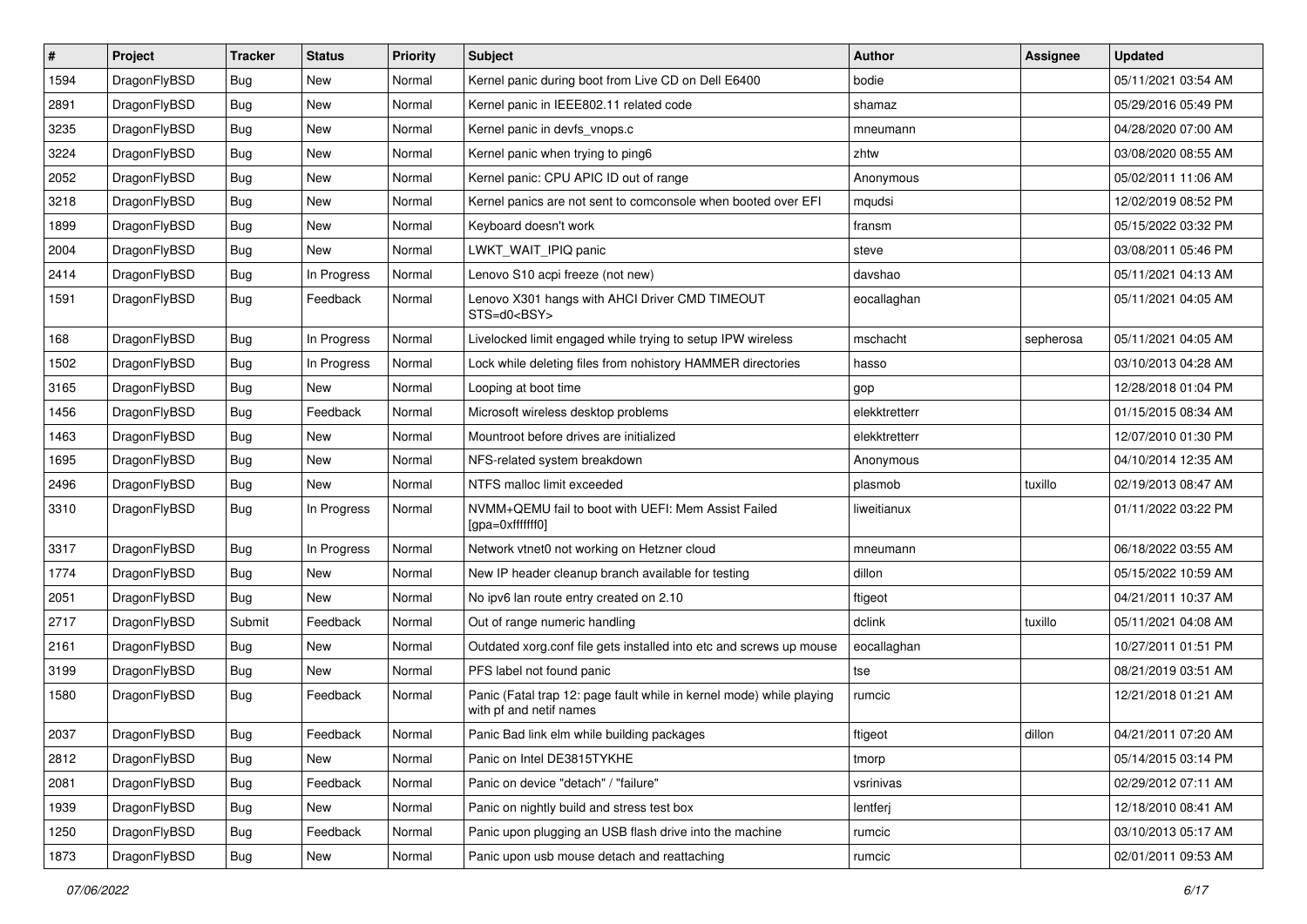| # | Project | Tracker | Status | Priority | Subject | Author | Assignee | Updated |
|---|---|---|---|---|---|---|---|---|
| 1594 | DragonFlyBSD | Bug | New | Normal | Kernel panic during boot from Live CD on Dell E6400 | bodie | | 05/11/2021 03:54 AM |
| 2891 | DragonFlyBSD | Bug | New | Normal | Kernel panic in IEEE802.11 related code | shamaz | | 05/29/2016 05:49 PM |
| 3235 | DragonFlyBSD | Bug | New | Normal | Kernel panic in devfs_vnops.c | mneumann | | 04/28/2020 07:00 AM |
| 3224 | DragonFlyBSD | Bug | New | Normal | Kernel panic when trying to ping6 | zhtw | | 03/08/2020 08:55 AM |
| 2052 | DragonFlyBSD | Bug | New | Normal | Kernel panic: CPU APIC ID out of range | Anonymous | | 05/02/2011 11:06 AM |
| 3218 | DragonFlyBSD | Bug | New | Normal | Kernel panics are not sent to comconsole when booted over EFI | mqudsi | | 12/02/2019 08:52 PM |
| 1899 | DragonFlyBSD | Bug | New | Normal | Keyboard doesn't work | fransm | | 05/15/2022 03:32 PM |
| 2004 | DragonFlyBSD | Bug | New | Normal | LWKT_WAIT_IPIQ panic | steve | | 03/08/2011 05:46 PM |
| 2414 | DragonFlyBSD | Bug | In Progress | Normal | Lenovo S10 acpi freeze (not new) | davshao | | 05/11/2021 04:13 AM |
| 1591 | DragonFlyBSD | Bug | Feedback | Normal | Lenovo X301 hangs with AHCI Driver CMD TIMEOUT STS=d0<BSY> | eocallaghan | | 05/11/2021 04:05 AM |
| 168 | DragonFlyBSD | Bug | In Progress | Normal | Livelocked limit engaged while trying to setup IPW wireless | mschacht | sepherosa | 05/11/2021 04:05 AM |
| 1502 | DragonFlyBSD | Bug | In Progress | Normal | Lock while deleting files from nohistory HAMMER directories | hasso | | 03/10/2013 04:28 AM |
| 3165 | DragonFlyBSD | Bug | New | Normal | Looping at boot time | gop | | 12/28/2018 01:04 PM |
| 1456 | DragonFlyBSD | Bug | Feedback | Normal | Microsoft wireless desktop problems | elekktretterr | | 01/15/2015 08:34 AM |
| 1463 | DragonFlyBSD | Bug | New | Normal | Mountroot before drives are initialized | elekktretterr | | 12/07/2010 01:30 PM |
| 1695 | DragonFlyBSD | Bug | New | Normal | NFS-related system breakdown | Anonymous | | 04/10/2014 12:35 AM |
| 2496 | DragonFlyBSD | Bug | New | Normal | NTFS malloc limit exceeded | plasmob | tuxillo | 02/19/2013 08:47 AM |
| 3310 | DragonFlyBSD | Bug | In Progress | Normal | NVMM+QEMU fail to boot with UEFI: Mem Assist Failed [gpa=0xfffffff0] | liweitianux | | 01/11/2022 03:22 PM |
| 3317 | DragonFlyBSD | Bug | In Progress | Normal | Network vtnet0 not working on Hetzner cloud | mneumann | | 06/18/2022 03:55 AM |
| 1774 | DragonFlyBSD | Bug | New | Normal | New IP header cleanup branch available for testing | dillon | | 05/15/2022 10:59 AM |
| 2051 | DragonFlyBSD | Bug | New | Normal | No ipv6 lan route entry created on 2.10 | ftigeot | | 04/21/2011 10:37 AM |
| 2717 | DragonFlyBSD | Submit | Feedback | Normal | Out of range numeric handling | dclink | tuxillo | 05/11/2021 04:08 AM |
| 2161 | DragonFlyBSD | Bug | New | Normal | Outdated xorg.conf file gets installed into etc and screws up mouse | eocallaghan | | 10/27/2011 01:51 PM |
| 3199 | DragonFlyBSD | Bug | New | Normal | PFS label not found panic | tse | | 08/21/2019 03:51 AM |
| 1580 | DragonFlyBSD | Bug | Feedback | Normal | Panic (Fatal trap 12: page fault while in kernel mode) while playing with pf and netif names | rumcic | | 12/21/2018 01:21 AM |
| 2037 | DragonFlyBSD | Bug | Feedback | Normal | Panic Bad link elm while building packages | ftigeot | dillon | 04/21/2011 07:20 AM |
| 2812 | DragonFlyBSD | Bug | New | Normal | Panic on Intel DE3815TYKHE | tmorp | | 05/14/2015 03:14 PM |
| 2081 | DragonFlyBSD | Bug | Feedback | Normal | Panic on device "detach" / "failure" | vsrinivas | | 02/29/2012 07:11 AM |
| 1939 | DragonFlyBSD | Bug | New | Normal | Panic on nightly build and stress test box | lentferj | | 12/18/2010 08:41 AM |
| 1250 | DragonFlyBSD | Bug | Feedback | Normal | Panic upon plugging an USB flash drive into the machine | rumcic | | 03/10/2013 05:17 AM |
| 1873 | DragonFlyBSD | Bug | New | Normal | Panic upon usb mouse detach and reattaching | rumcic | | 02/01/2011 09:53 AM |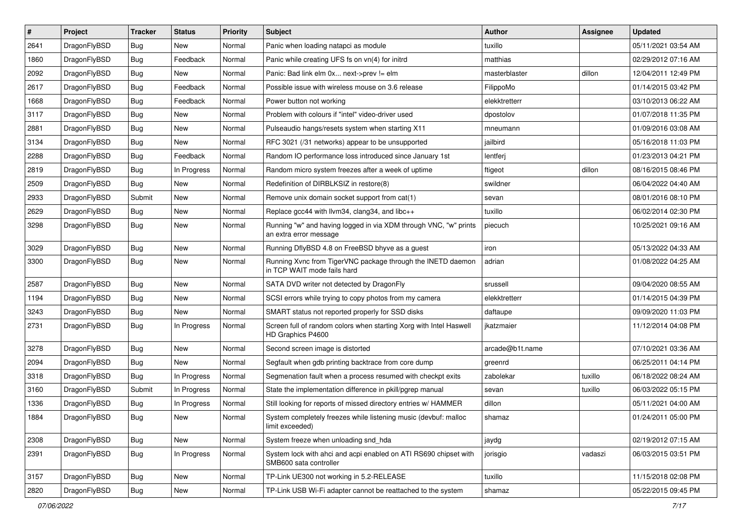| # | Project | Tracker | Status | Priority | Subject | Author | Assignee | Updated |
|---|---|---|---|---|---|---|---|---|
| 2641 | DragonFlyBSD | Bug | New | Normal | Panic when loading natapci as module | tuxillo | | 05/11/2021 03:54 AM |
| 1860 | DragonFlyBSD | Bug | Feedback | Normal | Panic while creating UFS fs on vn(4) for initrd | matthias | | 02/29/2012 07:16 AM |
| 2092 | DragonFlyBSD | Bug | New | Normal | Panic: Bad link elm 0x... next->prev != elm | masterblaster | dillon | 12/04/2011 12:49 PM |
| 2617 | DragonFlyBSD | Bug | Feedback | Normal | Possible issue with wireless mouse on 3.6 release | FilippoMo | | 01/14/2015 03:42 PM |
| 1668 | DragonFlyBSD | Bug | Feedback | Normal | Power button not working | elekktretterr | | 03/10/2013 06:22 AM |
| 3117 | DragonFlyBSD | Bug | New | Normal | Problem with colours if "intel" video-driver used | dpostolov | | 01/07/2018 11:35 PM |
| 2881 | DragonFlyBSD | Bug | New | Normal | Pulseaudio hangs/resets system when starting X11 | mneumann | | 01/09/2016 03:08 AM |
| 3134 | DragonFlyBSD | Bug | New | Normal | RFC 3021 (/31 networks) appear to be unsupported | jailbird | | 05/16/2018 11:03 PM |
| 2288 | DragonFlyBSD | Bug | Feedback | Normal | Random IO performance loss introduced since January 1st | lentferj | | 01/23/2013 04:21 PM |
| 2819 | DragonFlyBSD | Bug | In Progress | Normal | Random micro system freezes after a week of uptime | ftigeot | dillon | 08/16/2015 08:46 PM |
| 2509 | DragonFlyBSD | Bug | New | Normal | Redefinition of DIRBLKSIZ in restore(8) | swildner | | 06/04/2022 04:40 AM |
| 2933 | DragonFlyBSD | Submit | New | Normal | Remove unix domain socket support from cat(1) | sevan | | 08/01/2016 08:10 PM |
| 2629 | DragonFlyBSD | Bug | New | Normal | Replace gcc44 with llvm34, clang34, and libc++ | tuxillo | | 06/02/2014 02:30 PM |
| 3298 | DragonFlyBSD | Bug | New | Normal | Running "w" and having logged in via XDM through VNC, "w" prints an extra error message | piecuch | | 10/25/2021 09:16 AM |
| 3029 | DragonFlyBSD | Bug | New | Normal | Running DflyBSD 4.8 on FreeBSD bhyve as a guest | iron | | 05/13/2022 04:33 AM |
| 3300 | DragonFlyBSD | Bug | New | Normal | Running Xvnc from TigerVNC package through the INETD daemon in TCP WAIT mode fails hard | adrian | | 01/08/2022 04:25 AM |
| 2587 | DragonFlyBSD | Bug | New | Normal | SATA DVD writer not detected by DragonFly | srussell | | 09/04/2020 08:55 AM |
| 1194 | DragonFlyBSD | Bug | New | Normal | SCSI errors while trying to copy photos from my camera | elekktretterr | | 01/14/2015 04:39 PM |
| 3243 | DragonFlyBSD | Bug | New | Normal | SMART status not reported properly for SSD disks | daftaupe | | 09/09/2020 11:03 PM |
| 2731 | DragonFlyBSD | Bug | In Progress | Normal | Screen full of random colors when starting Xorg with Intel Haswell HD Graphics P4600 | jkatzmaier | | 11/12/2014 04:08 PM |
| 3278 | DragonFlyBSD | Bug | New | Normal | Second screen image is distorted | arcade@b1t.name | | 07/10/2021 03:36 AM |
| 2094 | DragonFlyBSD | Bug | New | Normal | Segfault when gdb printing backtrace from core dump | greenrd | | 06/25/2011 04:14 PM |
| 3318 | DragonFlyBSD | Bug | In Progress | Normal | Segmenation fault when a process resumed with checkpt exits | zabolekar | tuxillo | 06/18/2022 08:24 AM |
| 3160 | DragonFlyBSD | Submit | In Progress | Normal | State the implementation difference in pkill/pgrep manual | sevan | tuxillo | 06/03/2022 05:15 PM |
| 1336 | DragonFlyBSD | Bug | In Progress | Normal | Still looking for reports of missed directory entries w/ HAMMER | dillon | | 05/11/2021 04:00 AM |
| 1884 | DragonFlyBSD | Bug | New | Normal | System completely freezes while listening music (devbuf: malloc limit exceeded) | shamaz | | 01/24/2011 05:00 PM |
| 2308 | DragonFlyBSD | Bug | New | Normal | System freeze when unloading snd_hda | jaydg | | 02/19/2012 07:15 AM |
| 2391 | DragonFlyBSD | Bug | In Progress | Normal | System lock with ahci and acpi enabled on ATI RS690 chipset with SMB600 sata controller | jorisgio | vadaszi | 06/03/2015 03:51 PM |
| 3157 | DragonFlyBSD | Bug | New | Normal | TP-Link UE300 not working in 5.2-RELEASE | tuxillo | | 11/15/2018 02:08 PM |
| 2820 | DragonFlyBSD | Bug | New | Normal | TP-Link USB Wi-Fi adapter cannot be reattached to the system | shamaz | | 05/22/2015 09:45 PM |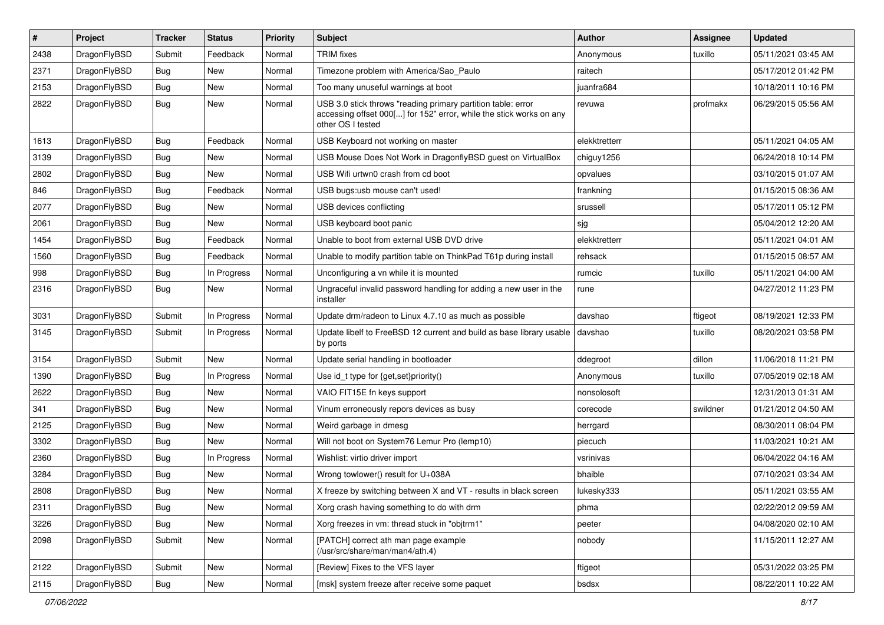| # | Project | Tracker | Status | Priority | Subject | Author | Assignee | Updated |
|---|---|---|---|---|---|---|---|---|
| 2438 | DragonFlyBSD | Submit | Feedback | Normal | TRIM fixes | Anonymous | tuxillo | 05/11/2021 03:45 AM |
| 2371 | DragonFlyBSD | Bug | New | Normal | Timezone problem with America/Sao_Paulo | raitech | | 05/17/2012 01:42 PM |
| 2153 | DragonFlyBSD | Bug | New | Normal | Too many unuseful warnings at boot | juanfra684 | | 10/18/2011 10:16 PM |
| 2822 | DragonFlyBSD | Bug | New | Normal | USB 3.0 stick throws "reading primary partition table: error accessing offset 000[...] for 152" error, while the stick works on any other OS I tested | revuwa | profmakx | 06/29/2015 05:56 AM |
| 1613 | DragonFlyBSD | Bug | Feedback | Normal | USB Keyboard not working on master | elekktretterr | | 05/11/2021 04:05 AM |
| 3139 | DragonFlyBSD | Bug | New | Normal | USB Mouse Does Not Work in DragonflyBSD guest on VirtualBox | chiguy1256 | | 06/24/2018 10:14 PM |
| 2802 | DragonFlyBSD | Bug | New | Normal | USB Wifi urtwn0 crash from cd boot | opvalues | | 03/10/2015 01:07 AM |
| 846 | DragonFlyBSD | Bug | Feedback | Normal | USB bugs:usb mouse can't used! | frankning | | 01/15/2015 08:36 AM |
| 2077 | DragonFlyBSD | Bug | New | Normal | USB devices conflicting | srussell | | 05/17/2011 05:12 PM |
| 2061 | DragonFlyBSD | Bug | New | Normal | USB keyboard boot panic | sjg | | 05/04/2012 12:20 AM |
| 1454 | DragonFlyBSD | Bug | Feedback | Normal | Unable to boot from external USB DVD drive | elekktretterr | | 05/11/2021 04:01 AM |
| 1560 | DragonFlyBSD | Bug | Feedback | Normal | Unable to modify partition table on ThinkPad T61p during install | rehsack | | 01/15/2015 08:57 AM |
| 998 | DragonFlyBSD | Bug | In Progress | Normal | Unconfiguring a vn while it is mounted | rumcic | tuxillo | 05/11/2021 04:00 AM |
| 2316 | DragonFlyBSD | Bug | New | Normal | Ungraceful invalid password handling for adding a new user in the installer | rune | | 04/27/2012 11:23 PM |
| 3031 | DragonFlyBSD | Submit | In Progress | Normal | Update drm/radeon to Linux 4.7.10 as much as possible | davshao | ftigeot | 08/19/2021 12:33 PM |
| 3145 | DragonFlyBSD | Submit | In Progress | Normal | Update libelf to FreeBSD 12 current and build as base library usable by ports | davshao | tuxillo | 08/20/2021 03:58 PM |
| 3154 | DragonFlyBSD | Submit | New | Normal | Update serial handling in bootloader | ddegroot | dillon | 11/06/2018 11:21 PM |
| 1390 | DragonFlyBSD | Bug | In Progress | Normal | Use id_t type for {get,set}priority() | Anonymous | tuxillo | 07/05/2019 02:18 AM |
| 2622 | DragonFlyBSD | Bug | New | Normal | VAIO FIT15E fn keys support | nonsolosoft | | 12/31/2013 01:31 AM |
| 341 | DragonFlyBSD | Bug | New | Normal | Vinum erroneously repors devices as busy | corecode | swildner | 01/21/2012 04:50 AM |
| 2125 | DragonFlyBSD | Bug | New | Normal | Weird garbage in dmesg | herrgard | | 08/30/2011 08:04 PM |
| 3302 | DragonFlyBSD | Bug | New | Normal | Will not boot on System76 Lemur Pro (lemp10) | piecuch | | 11/03/2021 10:21 AM |
| 2360 | DragonFlyBSD | Bug | In Progress | Normal | Wishlist: virtio driver import | vsrinivas | | 06/04/2022 04:16 AM |
| 3284 | DragonFlyBSD | Bug | New | Normal | Wrong towlower() result for U+038A | bhaible | | 07/10/2021 03:34 AM |
| 2808 | DragonFlyBSD | Bug | New | Normal | X freeze by switching between X and VT - results in black screen | lukesky333 | | 05/11/2021 03:55 AM |
| 2311 | DragonFlyBSD | Bug | New | Normal | Xorg crash having something to do with drm | phma | | 02/22/2012 09:59 AM |
| 3226 | DragonFlyBSD | Bug | New | Normal | Xorg freezes in vm: thread stuck in "objtrm1" | peeter | | 04/08/2020 02:10 AM |
| 2098 | DragonFlyBSD | Submit | New | Normal | [PATCH] correct ath man page example (/usr/src/share/man/man4/ath.4) | nobody | | 11/15/2011 12:27 AM |
| 2122 | DragonFlyBSD | Submit | New | Normal | [Review] Fixes to the VFS layer | ftigeot | | 05/31/2022 03:25 PM |
| 2115 | DragonFlyBSD | Bug | New | Normal | [msk] system freeze after receive some paquet | bsdsx | | 08/22/2011 10:22 AM |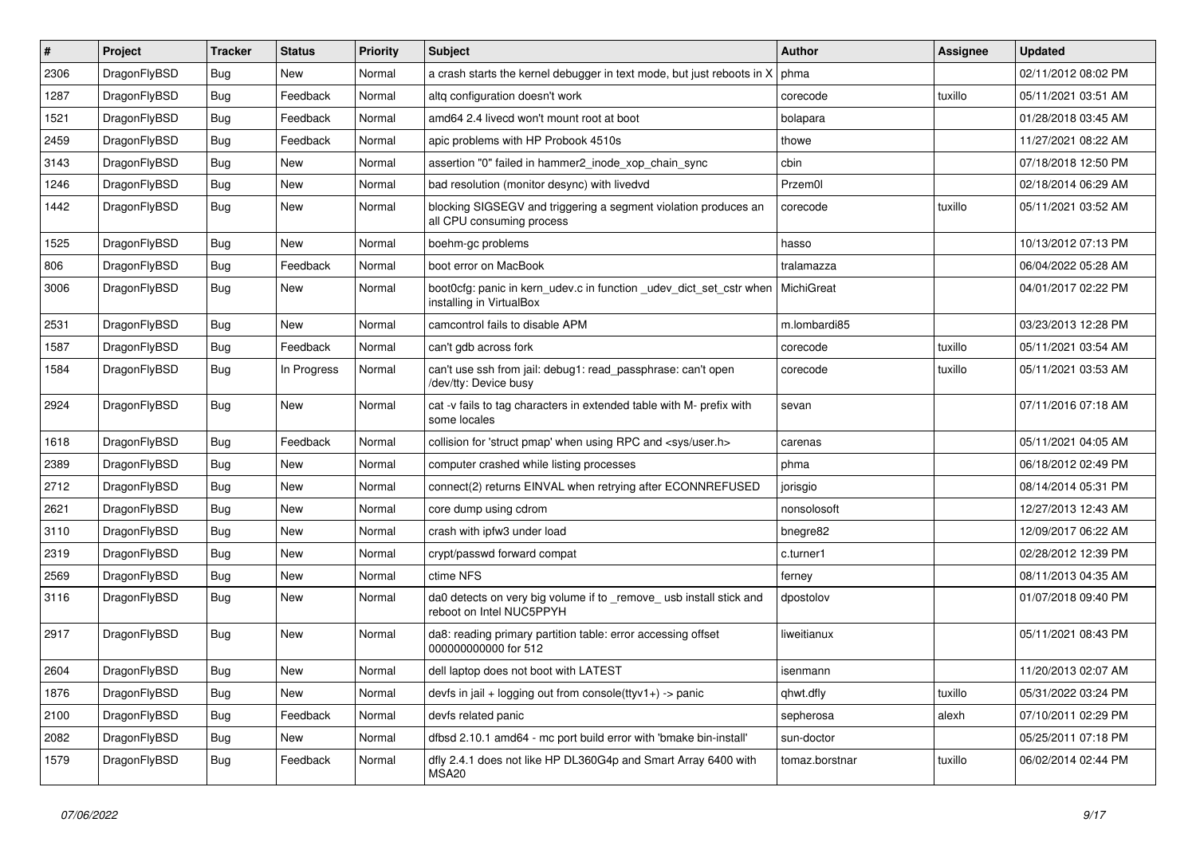| # | Project | Tracker | Status | Priority | Subject | Author | Assignee | Updated |
|---|---|---|---|---|---|---|---|---|
| 2306 | DragonFlyBSD | Bug | New | Normal | a crash starts the kernel debugger in text mode, but just reboots in X | phma | | 02/11/2012 08:02 PM |
| 1287 | DragonFlyBSD | Bug | Feedback | Normal | altq configuration doesn't work | corecode | tuxillo | 05/11/2021 03:51 AM |
| 1521 | DragonFlyBSD | Bug | Feedback | Normal | amd64 2.4 livecd won't mount root at boot | bolapara | | 01/28/2018 03:45 AM |
| 2459 | DragonFlyBSD | Bug | Feedback | Normal | apic problems with HP Probook 4510s | thowe | | 11/27/2021 08:22 AM |
| 3143 | DragonFlyBSD | Bug | New | Normal | assertion "0" failed in hammer2_inode_xop_chain_sync | cbin | | 07/18/2018 12:50 PM |
| 1246 | DragonFlyBSD | Bug | New | Normal | bad resolution (monitor desync) with livedvd | Przem0l | | 02/18/2014 06:29 AM |
| 1442 | DragonFlyBSD | Bug | New | Normal | blocking SIGSEGV and triggering a segment violation produces an all CPU consuming process | corecode | tuxillo | 05/11/2021 03:52 AM |
| 1525 | DragonFlyBSD | Bug | New | Normal | boehm-gc problems | hasso | | 10/13/2012 07:13 PM |
| 806 | DragonFlyBSD | Bug | Feedback | Normal | boot error on MacBook | tralamazza | | 06/04/2022 05:28 AM |
| 3006 | DragonFlyBSD | Bug | New | Normal | boot0cfg: panic in kern_udev.c in function _udev_dict_set_cstr when installing in VirtualBox | MichiGreat | | 04/01/2017 02:22 PM |
| 2531 | DragonFlyBSD | Bug | New | Normal | camcontrol fails to disable APM | m.lombardi85 | | 03/23/2013 12:28 PM |
| 1587 | DragonFlyBSD | Bug | Feedback | Normal | can't gdb across fork | corecode | tuxillo | 05/11/2021 03:54 AM |
| 1584 | DragonFlyBSD | Bug | In Progress | Normal | can't use ssh from jail: debug1: read_passphrase: can't open /dev/tty: Device busy | corecode | tuxillo | 05/11/2021 03:53 AM |
| 2924 | DragonFlyBSD | Bug | New | Normal | cat -v fails to tag characters in extended table with M- prefix with some locales | sevan | | 07/11/2016 07:18 AM |
| 1618 | DragonFlyBSD | Bug | Feedback | Normal | collision for 'struct pmap' when using RPC and <sys/user.h> | carenas | | 05/11/2021 04:05 AM |
| 2389 | DragonFlyBSD | Bug | New | Normal | computer crashed while listing processes | phma | | 06/18/2012 02:49 PM |
| 2712 | DragonFlyBSD | Bug | New | Normal | connect(2) returns EINVAL when retrying after ECONNREFUSED | jorisgio | | 08/14/2014 05:31 PM |
| 2621 | DragonFlyBSD | Bug | New | Normal | core dump using cdrom | nonsolosoft | | 12/27/2013 12:43 AM |
| 3110 | DragonFlyBSD | Bug | New | Normal | crash with ipfw3 under load | bnegre82 | | 12/09/2017 06:22 AM |
| 2319 | DragonFlyBSD | Bug | New | Normal | crypt/passwd forward compat | c.turner1 | | 02/28/2012 12:39 PM |
| 2569 | DragonFlyBSD | Bug | New | Normal | ctime NFS | ferney | | 08/11/2013 04:35 AM |
| 3116 | DragonFlyBSD | Bug | New | Normal | da0 detects on very big volume if to _remove_ usb install stick and reboot on Intel NUC5PPYH | dpostolov | | 01/07/2018 09:40 PM |
| 2917 | DragonFlyBSD | Bug | New | Normal | da8: reading primary partition table: error accessing offset 000000000000 for 512 | liweitianux | | 05/11/2021 08:43 PM |
| 2604 | DragonFlyBSD | Bug | New | Normal | dell laptop does not boot with LATEST | isenmann | | 11/20/2013 02:07 AM |
| 1876 | DragonFlyBSD | Bug | New | Normal | devfs in jail + logging out from console(ttyv1+) -> panic | qhwt.dfly | tuxillo | 05/31/2022 03:24 PM |
| 2100 | DragonFlyBSD | Bug | Feedback | Normal | devfs related panic | sepherosa | alexh | 07/10/2011 02:29 PM |
| 2082 | DragonFlyBSD | Bug | New | Normal | dfbsd 2.10.1 amd64 - mc port build error with 'bmake bin-install' | sun-doctor | | 05/25/2011 07:18 PM |
| 1579 | DragonFlyBSD | Bug | Feedback | Normal | dfly 2.4.1 does not like HP DL360G4p and Smart Array 6400 with MSA20 | tomaz.borstnar | tuxillo | 06/02/2014 02:44 PM |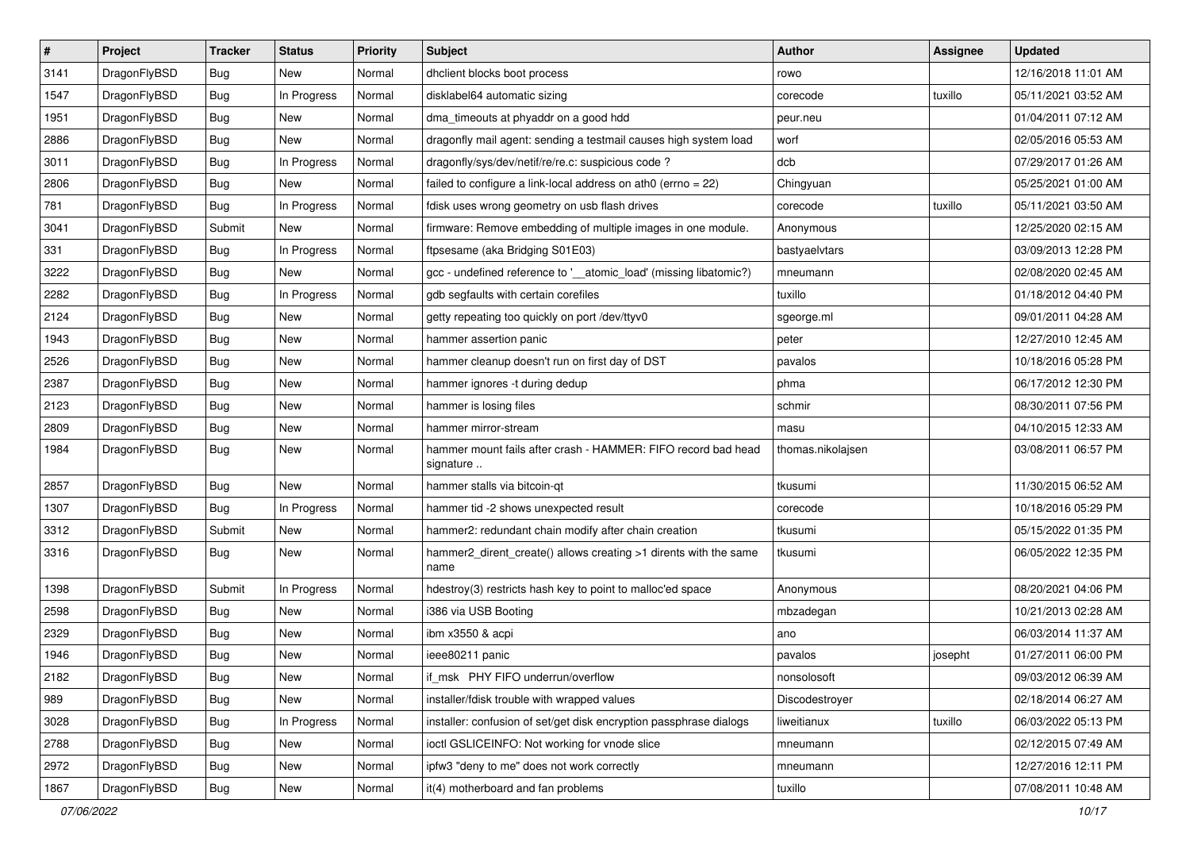| # | Project | Tracker | Status | Priority | Subject | Author | Assignee | Updated |
|---|---|---|---|---|---|---|---|---|
| 3141 | DragonFlyBSD | Bug | New | Normal | dhclient blocks boot process | rowo | | 12/16/2018 11:01 AM |
| 1547 | DragonFlyBSD | Bug | In Progress | Normal | disklabel64 automatic sizing | corecode | tuxillo | 05/11/2021 03:52 AM |
| 1951 | DragonFlyBSD | Bug | New | Normal | dma_timeouts at phyaddr on a good hdd | peur.neu | | 01/04/2011 07:12 AM |
| 2886 | DragonFlyBSD | Bug | New | Normal | dragonfly mail agent: sending a testmail causes high system load | worf | | 02/05/2016 05:53 AM |
| 3011 | DragonFlyBSD | Bug | In Progress | Normal | dragonfly/sys/dev/netif/re/re.c: suspicious code ? | dcb | | 07/29/2017 01:26 AM |
| 2806 | DragonFlyBSD | Bug | New | Normal | failed to configure a link-local address on ath0 (errno = 22) | Chingyuan | | 05/25/2021 01:00 AM |
| 781 | DragonFlyBSD | Bug | In Progress | Normal | fdisk uses wrong geometry on usb flash drives | corecode | tuxillo | 05/11/2021 03:50 AM |
| 3041 | DragonFlyBSD | Submit | New | Normal | firmware: Remove embedding of multiple images in one module. | Anonymous | | 12/25/2020 02:15 AM |
| 331 | DragonFlyBSD | Bug | In Progress | Normal | ftpsesame (aka Bridging S01E03) | bastyaelvtars | | 03/09/2013 12:28 PM |
| 3222 | DragonFlyBSD | Bug | New | Normal | gcc - undefined reference to '__atomic_load' (missing libatomic?) | mneumann | | 02/08/2020 02:45 AM |
| 2282 | DragonFlyBSD | Bug | In Progress | Normal | gdb segfaults with certain corefiles | tuxillo | | 01/18/2012 04:40 PM |
| 2124 | DragonFlyBSD | Bug | New | Normal | getty repeating too quickly on port /dev/ttyv0 | sgeorge.ml | | 09/01/2011 04:28 AM |
| 1943 | DragonFlyBSD | Bug | New | Normal | hammer assertion panic | peter | | 12/27/2010 12:45 AM |
| 2526 | DragonFlyBSD | Bug | New | Normal | hammer cleanup doesn't run on first day of DST | pavalos | | 10/18/2016 05:28 PM |
| 2387 | DragonFlyBSD | Bug | New | Normal | hammer ignores -t during dedup | phma | | 06/17/2012 12:30 PM |
| 2123 | DragonFlyBSD | Bug | New | Normal | hammer is losing files | schmir | | 08/30/2011 07:56 PM |
| 2809 | DragonFlyBSD | Bug | New | Normal | hammer mirror-stream | masu | | 04/10/2015 12:33 AM |
| 1984 | DragonFlyBSD | Bug | New | Normal | hammer mount fails after crash - HAMMER: FIFO record bad head signature .. | thomas.nikolajsen | | 03/08/2011 06:57 PM |
| 2857 | DragonFlyBSD | Bug | New | Normal | hammer stalls via bitcoin-qt | tkusumi | | 11/30/2015 06:52 AM |
| 1307 | DragonFlyBSD | Bug | In Progress | Normal | hammer tid -2 shows unexpected result | corecode | | 10/18/2016 05:29 PM |
| 3312 | DragonFlyBSD | Submit | New | Normal | hammer2: redundant chain modify after chain creation | tkusumi | | 05/15/2022 01:35 PM |
| 3316 | DragonFlyBSD | Bug | New | Normal | hammer2_dirent_create() allows creating >1 dirents with the same name | tkusumi | | 06/05/2022 12:35 PM |
| 1398 | DragonFlyBSD | Submit | In Progress | Normal | hdestroy(3) restricts hash key to point to malloc'ed space | Anonymous | | 08/20/2021 04:06 PM |
| 2598 | DragonFlyBSD | Bug | New | Normal | i386 via USB Booting | mbzadegan | | 10/21/2013 02:28 AM |
| 2329 | DragonFlyBSD | Bug | New | Normal | ibm x3550 & acpi | ano | | 06/03/2014 11:37 AM |
| 1946 | DragonFlyBSD | Bug | New | Normal | ieee80211 panic | pavalos | josepht | 01/27/2011 06:00 PM |
| 2182 | DragonFlyBSD | Bug | New | Normal | if_msk PHY FIFO underrun/overflow | nonsolosoft | | 09/03/2012 06:39 AM |
| 989 | DragonFlyBSD | Bug | New | Normal | installer/fdisk trouble with wrapped values | Discodestroyer | | 02/18/2014 06:27 AM |
| 3028 | DragonFlyBSD | Bug | In Progress | Normal | installer: confusion of set/get disk encryption passphrase dialogs | liweitianux | tuxillo | 06/03/2022 05:13 PM |
| 2788 | DragonFlyBSD | Bug | New | Normal | ioctl GSLICEINFO: Not working for vnode slice | mneumann | | 02/12/2015 07:49 AM |
| 2972 | DragonFlyBSD | Bug | New | Normal | ipfw3 "deny to me" does not work correctly | mneumann | | 12/27/2016 12:11 PM |
| 1867 | DragonFlyBSD | Bug | New | Normal | it(4) motherboard and fan problems | tuxillo | | 07/08/2011 10:48 AM |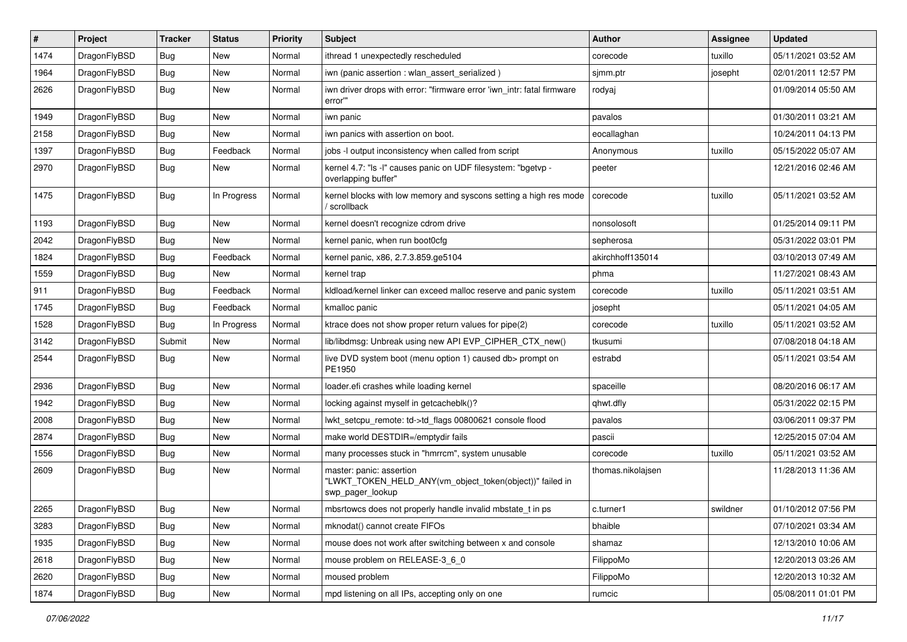| # | Project | Tracker | Status | Priority | Subject | Author | Assignee | Updated |
|---|---|---|---|---|---|---|---|---|
| 1474 | DragonFlyBSD | Bug | New | Normal | ithread 1 unexpectedly rescheduled | corecode | tuxillo | 05/11/2021 03:52 AM |
| 1964 | DragonFlyBSD | Bug | New | Normal | iwn (panic assertion : wlan_assert_serialized ) | sjmm.ptr | josepht | 02/01/2011 12:57 PM |
| 2626 | DragonFlyBSD | Bug | New | Normal | iwn driver drops with error: "firmware error 'iwn_intr: fatal firmware error'" | rodyaj | | 01/09/2014 05:50 AM |
| 1949 | DragonFlyBSD | Bug | New | Normal | iwn panic | pavalos | | 01/30/2011 03:21 AM |
| 2158 | DragonFlyBSD | Bug | New | Normal | iwn panics with assertion on boot. | eocallaghan | | 10/24/2011 04:13 PM |
| 1397 | DragonFlyBSD | Bug | Feedback | Normal | jobs -l output inconsistency when called from script | Anonymous | tuxillo | 05/15/2022 05:07 AM |
| 2970 | DragonFlyBSD | Bug | New | Normal | kernel 4.7: "ls -l" causes panic on UDF filesystem: "bgetvp - overlapping buffer" | peeter | | 12/21/2016 02:46 AM |
| 1475 | DragonFlyBSD | Bug | In Progress | Normal | kernel blocks with low memory and syscons setting a high res mode / scrollback | corecode | tuxillo | 05/11/2021 03:52 AM |
| 1193 | DragonFlyBSD | Bug | New | Normal | kernel doesn't recognize cdrom drive | nonsolosoft | | 01/25/2014 09:11 PM |
| 2042 | DragonFlyBSD | Bug | New | Normal | kernel panic, when run boot0cfg | sepherosa | | 05/31/2022 03:01 PM |
| 1824 | DragonFlyBSD | Bug | Feedback | Normal | kernel panic, x86, 2.7.3.859.ge5104 | akirchhoff135014 | | 03/10/2013 07:49 AM |
| 1559 | DragonFlyBSD | Bug | New | Normal | kernel trap | phma | | 11/27/2021 08:43 AM |
| 911 | DragonFlyBSD | Bug | Feedback | Normal | kldload/kernel linker can exceed malloc reserve and panic system | corecode | tuxillo | 05/11/2021 03:51 AM |
| 1745 | DragonFlyBSD | Bug | Feedback | Normal | kmalloc panic | josepht | | 05/11/2021 04:05 AM |
| 1528 | DragonFlyBSD | Bug | In Progress | Normal | ktrace does not show proper return values for pipe(2) | corecode | tuxillo | 05/11/2021 03:52 AM |
| 3142 | DragonFlyBSD | Submit | New | Normal | lib/libdmsg: Unbreak using new API EVP_CIPHER_CTX_new() | tkusumi | | 07/08/2018 04:18 AM |
| 2544 | DragonFlyBSD | Bug | New | Normal | live DVD system boot (menu option 1) caused db> prompt on PE1950 | estrabd | | 05/11/2021 03:54 AM |
| 2936 | DragonFlyBSD | Bug | New | Normal | loader.efi crashes while loading kernel | spaceille | | 08/20/2016 06:17 AM |
| 1942 | DragonFlyBSD | Bug | New | Normal | locking against myself in getcacheblk()? | qhwt.dfly | | 05/31/2022 02:15 PM |
| 2008 | DragonFlyBSD | Bug | New | Normal | lwkt_setcpu_remote: td->td_flags 00800621 console flood | pavalos | | 03/06/2011 09:37 PM |
| 2874 | DragonFlyBSD | Bug | New | Normal | make world DESTDIR=/emptydir fails | pascii | | 12/25/2015 07:04 AM |
| 1556 | DragonFlyBSD | Bug | New | Normal | many processes stuck in "hmrrcm", system unusable | corecode | tuxillo | 05/11/2021 03:52 AM |
| 2609 | DragonFlyBSD | Bug | New | Normal | master: panic: assertion "LWKT_TOKEN_HELD_ANY(vm_object_token(object))" failed in swp_pager_lookup | thomas.nikolajsen | | 11/28/2013 11:36 AM |
| 2265 | DragonFlyBSD | Bug | New | Normal | mbsrtowcs does not properly handle invalid mbstate_t in ps | c.turner1 | swildner | 01/10/2012 07:56 PM |
| 3283 | DragonFlyBSD | Bug | New | Normal | mknodat() cannot create FIFOs | bhaible | | 07/10/2021 03:34 AM |
| 1935 | DragonFlyBSD | Bug | New | Normal | mouse does not work after switching between x and console | shamaz | | 12/13/2010 10:06 AM |
| 2618 | DragonFlyBSD | Bug | New | Normal | mouse problem on RELEASE-3_6_0 | FilippoMo | | 12/20/2013 03:26 AM |
| 2620 | DragonFlyBSD | Bug | New | Normal | moused problem | FilippoMo | | 12/20/2013 10:32 AM |
| 1874 | DragonFlyBSD | Bug | New | Normal | mpd listening on all IPs, accepting only on one | rumcic | | 05/08/2011 01:01 PM |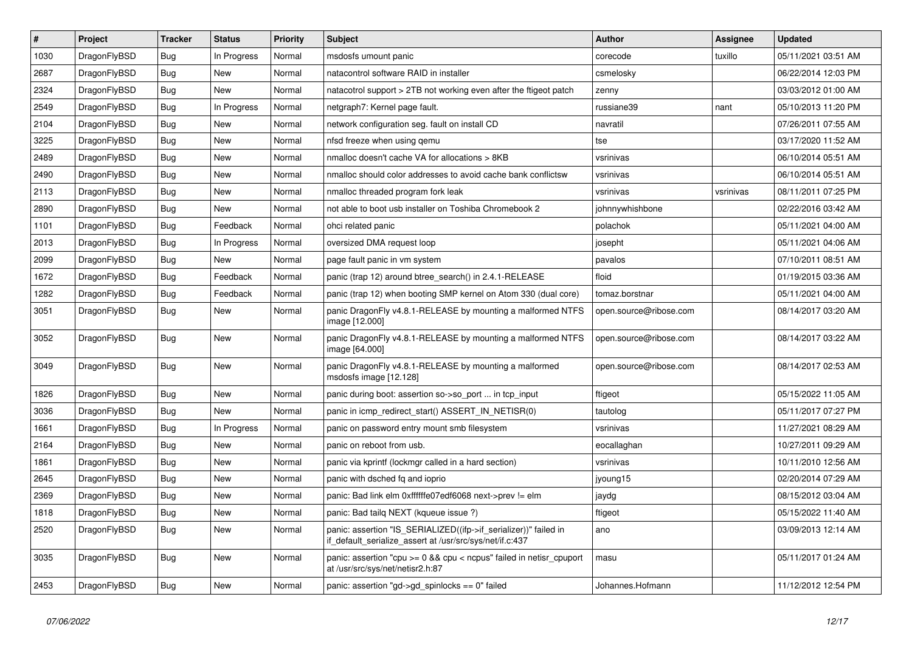| # | Project | Tracker | Status | Priority | Subject | Author | Assignee | Updated |
|---|---|---|---|---|---|---|---|---|
| 1030 | DragonFlyBSD | Bug | In Progress | Normal | msdosfs umount panic | corecode | tuxillo | 05/11/2021 03:51 AM |
| 2687 | DragonFlyBSD | Bug | New | Normal | natacontrol software RAID in installer | csmelosky | | 06/22/2014 12:03 PM |
| 2324 | DragonFlyBSD | Bug | New | Normal | natacotrol support > 2TB not working even after the ftigeot patch | zenny | | 03/03/2012 01:00 AM |
| 2549 | DragonFlyBSD | Bug | In Progress | Normal | netgraph7: Kernel page fault. | russiane39 | nant | 05/10/2013 11:20 PM |
| 2104 | DragonFlyBSD | Bug | New | Normal | network configuration seg. fault on install CD | navratil | | 07/26/2011 07:55 AM |
| 3225 | DragonFlyBSD | Bug | New | Normal | nfsd freeze when using qemu | tse | | 03/17/2020 11:52 AM |
| 2489 | DragonFlyBSD | Bug | New | Normal | nmalloc doesn't cache VA for allocations > 8KB | vsrinivas | | 06/10/2014 05:51 AM |
| 2490 | DragonFlyBSD | Bug | New | Normal | nmalloc should color addresses to avoid cache bank conflictsw | vsrinivas | | 06/10/2014 05:51 AM |
| 2113 | DragonFlyBSD | Bug | New | Normal | nmalloc threaded program fork leak | vsrinivas | vsrinivas | 08/11/2011 07:25 PM |
| 2890 | DragonFlyBSD | Bug | New | Normal | not able to boot usb installer on Toshiba Chromebook 2 | johnnywhishbone | | 02/22/2016 03:42 AM |
| 1101 | DragonFlyBSD | Bug | Feedback | Normal | ohci related panic | polachok | | 05/11/2021 04:00 AM |
| 2013 | DragonFlyBSD | Bug | In Progress | Normal | oversized DMA request loop | josepht | | 05/11/2021 04:06 AM |
| 2099 | DragonFlyBSD | Bug | New | Normal | page fault panic in vm system | pavalos | | 07/10/2011 08:51 AM |
| 1672 | DragonFlyBSD | Bug | Feedback | Normal | panic (trap 12) around btree_search() in 2.4.1-RELEASE | floid | | 01/19/2015 03:36 AM |
| 1282 | DragonFlyBSD | Bug | Feedback | Normal | panic (trap 12) when booting SMP kernel on Atom 330 (dual core) | tomaz.borstnar | | 05/11/2021 04:00 AM |
| 3051 | DragonFlyBSD | Bug | New | Normal | panic DragonFly v4.8.1-RELEASE by mounting a malformed NTFS image [12.000] | open.source@ribose.com | | 08/14/2017 03:20 AM |
| 3052 | DragonFlyBSD | Bug | New | Normal | panic DragonFly v4.8.1-RELEASE by mounting a malformed NTFS image [64.000] | open.source@ribose.com | | 08/14/2017 03:22 AM |
| 3049 | DragonFlyBSD | Bug | New | Normal | panic DragonFly v4.8.1-RELEASE by mounting a malformed msdosfs image [12.128] | open.source@ribose.com | | 08/14/2017 02:53 AM |
| 1826 | DragonFlyBSD | Bug | New | Normal | panic during boot: assertion so->so_port ... in tcp_input | ftigeot | | 05/15/2022 11:05 AM |
| 3036 | DragonFlyBSD | Bug | New | Normal | panic in icmp_redirect_start() ASSERT_IN_NETISR(0) | tautolog | | 05/11/2017 07:27 PM |
| 1661 | DragonFlyBSD | Bug | In Progress | Normal | panic on password entry mount smb filesystem | vsrinivas | | 11/27/2021 08:29 AM |
| 2164 | DragonFlyBSD | Bug | New | Normal | panic on reboot from usb. | eocallaghan | | 10/27/2011 09:29 AM |
| 1861 | DragonFlyBSD | Bug | New | Normal | panic via kprintf (lockmgr called in a hard section) | vsrinivas | | 10/11/2010 12:56 AM |
| 2645 | DragonFlyBSD | Bug | New | Normal | panic with dsched fq and ioprio | jyoung15 | | 02/20/2014 07:29 AM |
| 2369 | DragonFlyBSD | Bug | New | Normal | panic: Bad link elm 0xffffffe07edf6068 next->prev != elm | jaydg | | 08/15/2012 03:04 AM |
| 1818 | DragonFlyBSD | Bug | New | Normal | panic: Bad tailq NEXT (kqueue issue ?) | ftigeot | | 05/15/2022 11:40 AM |
| 2520 | DragonFlyBSD | Bug | New | Normal | panic: assertion "IS_SERIALIZED((ifp->if_serializer))" failed in if_default_serialize_assert at /usr/src/sys/net/if.c:437 | ano | | 03/09/2013 12:14 AM |
| 3035 | DragonFlyBSD | Bug | New | Normal | panic: assertion "cpu >= 0 && cpu < ncpus" failed in netisr_cpuport at /usr/src/sys/net/netisr2.h:87 | masu | | 05/11/2017 01:24 AM |
| 2453 | DragonFlyBSD | Bug | New | Normal | panic: assertion "gd->gd_spinlocks == 0" failed | Johannes.Hofmann | | 11/12/2012 12:54 PM |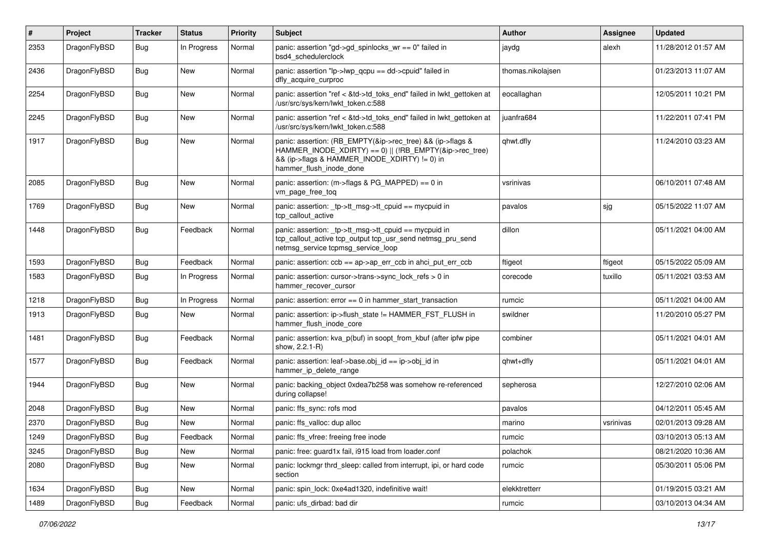| # | Project | Tracker | Status | Priority | Subject | Author | Assignee | Updated |
|---|---|---|---|---|---|---|---|---|
| 2353 | DragonFlyBSD | Bug | In Progress | Normal | panic: assertion "gd->gd_spinlocks_wr == 0" failed in bsd4_schedulerclock | jaydg | alexh | 11/28/2012 01:57 AM |
| 2436 | DragonFlyBSD | Bug | New | Normal | panic: assertion "lp->lwp_qcpu == dd->cpuid" failed in dfly_acquire_curproc | thomas.nikolajsen | | 01/23/2013 11:07 AM |
| 2254 | DragonFlyBSD | Bug | New | Normal | panic: assertion "ref < &td->td_toks_end" failed in lwkt_gettoken at /usr/src/sys/kern/lwkt_token.c:588 | eocallaghan | | 12/05/2011 10:21 PM |
| 2245 | DragonFlyBSD | Bug | New | Normal | panic: assertion "ref < &td->td_toks_end" failed in lwkt_gettoken at /usr/src/sys/kern/lwkt_token.c:588 | juanfra684 | | 11/22/2011 07:41 PM |
| 1917 | DragonFlyBSD | Bug | New | Normal | panic: assertion: (RB_EMPTY(&ip->rec_tree) && (ip->flags & HAMMER_INODE_XDIRTY) == 0) \|\| (!RB_EMPTY(&ip->rec_tree) && (ip->flags & HAMMER_INODE_XDIRTY) != 0) in hammer_flush_inode_done | qhwt.dfly | | 11/24/2010 03:23 AM |
| 2085 | DragonFlyBSD | Bug | New | Normal | panic: assertion: (m->flags & PG_MAPPED) == 0 in vm_page_free_toq | vsrinivas | | 06/10/2011 07:48 AM |
| 1769 | DragonFlyBSD | Bug | New | Normal | panic: assertion: _tp->tt_msg->tt_cpuid == mycpuid in tcp_callout_active | pavalos | sjg | 05/15/2022 11:07 AM |
| 1448 | DragonFlyBSD | Bug | Feedback | Normal | panic: assertion: _tp->tt_msg->tt_cpuid == mycpuid in tcp_callout_active tcp_output tcp_usr_send netmsg_pru_send netmsg_service tcpmsg_service_loop | dillon | | 05/11/2021 04:00 AM |
| 1593 | DragonFlyBSD | Bug | Feedback | Normal | panic: assertion: ccb == ap->ap_err_ccb in ahci_put_err_ccb | ftigeot | ftigeot | 05/15/2022 05:09 AM |
| 1583 | DragonFlyBSD | Bug | In Progress | Normal | panic: assertion: cursor->trans->sync_lock_refs > 0 in hammer_recover_cursor | corecode | tuxillo | 05/11/2021 03:53 AM |
| 1218 | DragonFlyBSD | Bug | In Progress | Normal | panic: assertion: error == 0 in hammer_start_transaction | rumcic | | 05/11/2021 04:00 AM |
| 1913 | DragonFlyBSD | Bug | New | Normal | panic: assertion: ip->flush_state != HAMMER_FST_FLUSH in hammer_flush_inode_core | swildner | | 11/20/2010 05:27 PM |
| 1481 | DragonFlyBSD | Bug | Feedback | Normal | panic: assertion: kva_p(buf) in soopt_from_kbuf (after ipfw pipe show, 2.2.1-R) | combiner | | 05/11/2021 04:01 AM |
| 1577 | DragonFlyBSD | Bug | Feedback | Normal | panic: assertion: leaf->base.obj_id == ip->obj_id in hammer_ip_delete_range | qhwt+dfly | | 05/11/2021 04:01 AM |
| 1944 | DragonFlyBSD | Bug | New | Normal | panic: backing_object 0xdea7b258 was somehow re-referenced during collapse! | sepherosa | | 12/27/2010 02:06 AM |
| 2048 | DragonFlyBSD | Bug | New | Normal | panic: ffs_sync: rofs mod | pavalos | | 04/12/2011 05:45 AM |
| 2370 | DragonFlyBSD | Bug | New | Normal | panic: ffs_valloc: dup alloc | marino | vsrinivas | 02/01/2013 09:28 AM |
| 1249 | DragonFlyBSD | Bug | Feedback | Normal | panic: ffs_vfree: freeing free inode | rumcic | | 03/10/2013 05:13 AM |
| 3245 | DragonFlyBSD | Bug | New | Normal | panic: free: guard1x fail, i915 load from loader.conf | polachok | | 08/21/2020 10:36 AM |
| 2080 | DragonFlyBSD | Bug | New | Normal | panic: lockmgr thrd_sleep: called from interrupt, ipi, or hard code section | rumcic | | 05/30/2011 05:06 PM |
| 1634 | DragonFlyBSD | Bug | New | Normal | panic: spin_lock: 0xe4ad1320, indefinitive wait! | elekktretterr | | 01/19/2015 03:21 AM |
| 1489 | DragonFlyBSD | Bug | Feedback | Normal | panic: ufs_dirbad: bad dir | rumcic | | 03/10/2013 04:34 AM |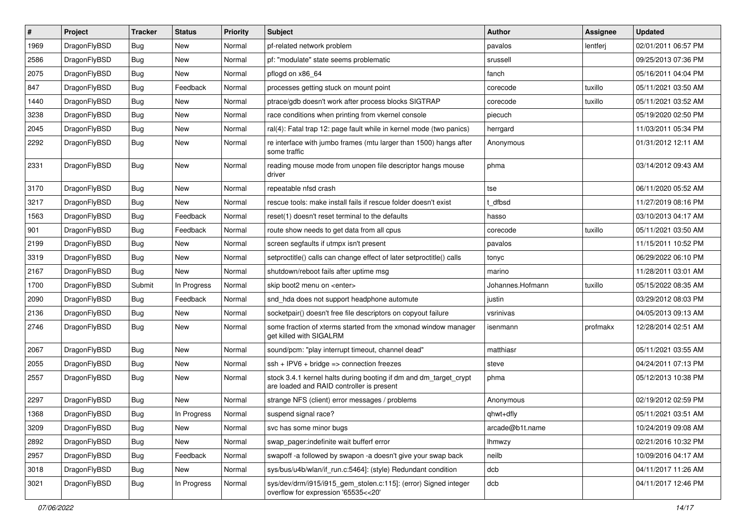| # | Project | Tracker | Status | Priority | Subject | Author | Assignee | Updated |
|---|---|---|---|---|---|---|---|---|
| 1969 | DragonFlyBSD | Bug | New | Normal | pf-related network problem | pavalos | lentferj | 02/01/2011 06:57 PM |
| 2586 | DragonFlyBSD | Bug | New | Normal | pf: "modulate" state seems problematic | srussell |  | 09/25/2013 07:36 PM |
| 2075 | DragonFlyBSD | Bug | New | Normal | pflogd on x86_64 | fanch |  | 05/16/2011 04:04 PM |
| 847 | DragonFlyBSD | Bug | Feedback | Normal | processes getting stuck on mount point | corecode | tuxillo | 05/11/2021 03:50 AM |
| 1440 | DragonFlyBSD | Bug | New | Normal | ptrace/gdb doesn't work after process blocks SIGTRAP | corecode | tuxillo | 05/11/2021 03:52 AM |
| 3238 | DragonFlyBSD | Bug | New | Normal | race conditions when printing from vkernel console | piecuch |  | 05/19/2020 02:50 PM |
| 2045 | DragonFlyBSD | Bug | New | Normal | ral(4): Fatal trap 12: page fault while in kernel mode (two panics) | herrgard |  | 11/03/2011 05:34 PM |
| 2292 | DragonFlyBSD | Bug | New | Normal | re interface with jumbo frames (mtu larger than 1500) hangs after some traffic | Anonymous |  | 01/31/2012 12:11 AM |
| 2331 | DragonFlyBSD | Bug | New | Normal | reading mouse mode from unopen file descriptor hangs mouse driver | phma |  | 03/14/2012 09:43 AM |
| 3170 | DragonFlyBSD | Bug | New | Normal | repeatable nfsd crash | tse |  | 06/11/2020 05:52 AM |
| 3217 | DragonFlyBSD | Bug | New | Normal | rescue tools: make install fails if rescue folder doesn't exist | t_dfbsd |  | 11/27/2019 08:16 PM |
| 1563 | DragonFlyBSD | Bug | Feedback | Normal | reset(1) doesn't reset terminal to the defaults | hasso |  | 03/10/2013 04:17 AM |
| 901 | DragonFlyBSD | Bug | Feedback | Normal | route show needs to get data from all cpus | corecode | tuxillo | 05/11/2021 03:50 AM |
| 2199 | DragonFlyBSD | Bug | New | Normal | screen segfaults if utmpx isn't present | pavalos |  | 11/15/2011 10:52 PM |
| 3319 | DragonFlyBSD | Bug | New | Normal | setproctitle() calls can change effect of later setproctitle() calls | tonyc |  | 06/29/2022 06:10 PM |
| 2167 | DragonFlyBSD | Bug | New | Normal | shutdown/reboot fails after uptime msg | marino |  | 11/28/2011 03:01 AM |
| 1700 | DragonFlyBSD | Submit | In Progress | Normal | skip boot2 menu on <enter> | Johannes.Hofmann | tuxillo | 05/15/2022 08:35 AM |
| 2090 | DragonFlyBSD | Bug | Feedback | Normal | snd_hda does not support headphone automute | justin |  | 03/29/2012 08:03 PM |
| 2136 | DragonFlyBSD | Bug | New | Normal | socketpair() doesn't free file descriptors on copyout failure | vsrinivas |  | 04/05/2013 09:13 AM |
| 2746 | DragonFlyBSD | Bug | New | Normal | some fraction of xterms started from the xmonad window manager get killed with SIGALRM | isenmann | profmakx | 12/28/2014 02:51 AM |
| 2067 | DragonFlyBSD | Bug | New | Normal | sound/pcm: "play interrupt timeout, channel dead" | matthiasr |  | 05/11/2021 03:55 AM |
| 2055 | DragonFlyBSD | Bug | New | Normal | ssh + IPV6 + bridge => connection freezes | steve |  | 04/24/2011 07:13 PM |
| 2557 | DragonFlyBSD | Bug | New | Normal | stock 3.4.1 kernel halts during booting if dm and dm_target_crypt are loaded and RAID controller is present | phma |  | 05/12/2013 10:38 PM |
| 2297 | DragonFlyBSD | Bug | New | Normal | strange NFS (client) error messages / problems | Anonymous |  | 02/19/2012 02:59 PM |
| 1368 | DragonFlyBSD | Bug | In Progress | Normal | suspend signal race? | qhwt+dfly |  | 05/11/2021 03:51 AM |
| 3209 | DragonFlyBSD | Bug | New | Normal | svc has some minor bugs | arcade@b1t.name |  | 10/24/2019 09:08 AM |
| 2892 | DragonFlyBSD | Bug | New | Normal | swap_pager:indefinite wait bufferf error | lhmwzy |  | 02/21/2016 10:32 PM |
| 2957 | DragonFlyBSD | Bug | Feedback | Normal | swapoff -a followed by swapon -a doesn't give your swap back | neilb |  | 10/09/2016 04:17 AM |
| 3018 | DragonFlyBSD | Bug | New | Normal | sys/bus/u4b/wlan/if_run.c:5464]: (style) Redundant condition | dcb |  | 04/11/2017 11:26 AM |
| 3021 | DragonFlyBSD | Bug | In Progress | Normal | sys/dev/drm/i915/i915_gem_stolen.c:115]: (error) Signed integer overflow for expression '65535<<20' | dcb |  | 04/11/2017 12:46 PM |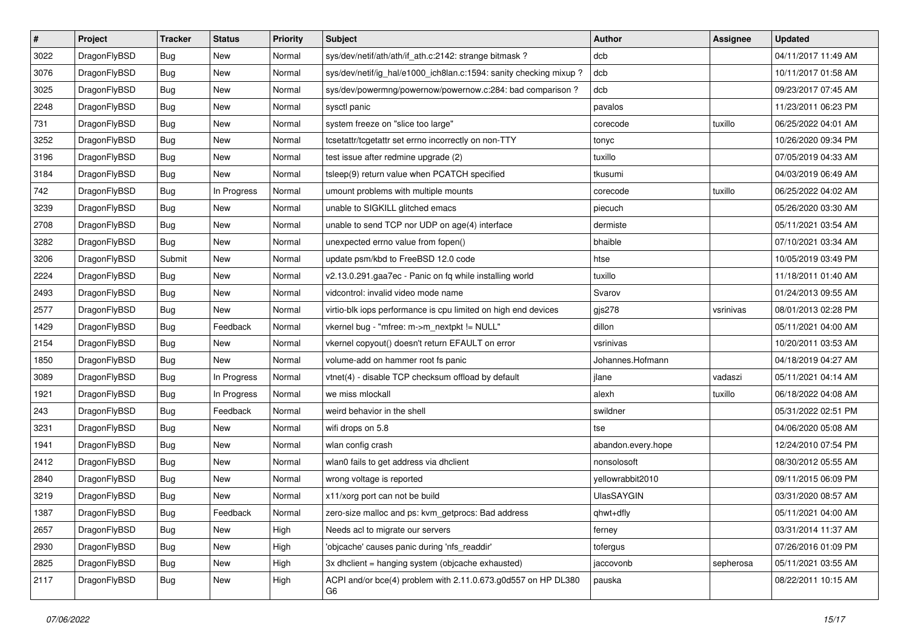| # | Project | Tracker | Status | Priority | Subject | Author | Assignee | Updated |
|---|---|---|---|---|---|---|---|---|
| 3022 | DragonFlyBSD | Bug | New | Normal | sys/dev/netif/ath/ath/if_ath.c:2142: strange bitmask ? | dcb | | 04/11/2017 11:49 AM |
| 3076 | DragonFlyBSD | Bug | New | Normal | sys/dev/netif/ig_hal/e1000_ich8lan.c:1594: sanity checking mixup ? | dcb | | 10/11/2017 01:58 AM |
| 3025 | DragonFlyBSD | Bug | New | Normal | sys/dev/powermng/powernow/powernow.c:284: bad comparison ? | dcb | | 09/23/2017 07:45 AM |
| 2248 | DragonFlyBSD | Bug | New | Normal | sysctl panic | pavalos | | 11/23/2011 06:23 PM |
| 731 | DragonFlyBSD | Bug | New | Normal | system freeze on "slice too large" | corecode | tuxillo | 06/25/2022 04:01 AM |
| 3252 | DragonFlyBSD | Bug | New | Normal | tcsetattr/tcgetattr set errno incorrectly on non-TTY | tonyc | | 10/26/2020 09:34 PM |
| 3196 | DragonFlyBSD | Bug | New | Normal | test issue after redmine upgrade (2) | tuxillo | | 07/05/2019 04:33 AM |
| 3184 | DragonFlyBSD | Bug | New | Normal | tsleep(9) return value when PCATCH specified | tkusumi | | 04/03/2019 06:49 AM |
| 742 | DragonFlyBSD | Bug | In Progress | Normal | umount problems with multiple mounts | corecode | tuxillo | 06/25/2022 04:02 AM |
| 3239 | DragonFlyBSD | Bug | New | Normal | unable to SIGKILL glitched emacs | piecuch | | 05/26/2020 03:30 AM |
| 2708 | DragonFlyBSD | Bug | New | Normal | unable to send TCP nor UDP on age(4) interface | dermiste | | 05/11/2021 03:54 AM |
| 3282 | DragonFlyBSD | Bug | New | Normal | unexpected errno value from fopen() | bhaible | | 07/10/2021 03:34 AM |
| 3206 | DragonFlyBSD | Submit | New | Normal | update psm/kbd to FreeBSD 12.0 code | htse | | 10/05/2019 03:49 PM |
| 2224 | DragonFlyBSD | Bug | New | Normal | v2.13.0.291.gaa7ec - Panic on fq while installing world | tuxillo | | 11/18/2011 01:40 AM |
| 2493 | DragonFlyBSD | Bug | New | Normal | vidcontrol: invalid video mode name | Svarov | | 01/24/2013 09:55 AM |
| 2577 | DragonFlyBSD | Bug | New | Normal | virtio-blk iops performance is cpu limited on high end devices | gjs278 | vsrinivas | 08/01/2013 02:28 PM |
| 1429 | DragonFlyBSD | Bug | Feedback | Normal | vkernel bug - "mfree: m->m_nextpkt != NULL" | dillon | | 05/11/2021 04:00 AM |
| 2154 | DragonFlyBSD | Bug | New | Normal | vkernel copyout() doesn't return EFAULT on error | vsrinivas | | 10/20/2011 03:53 AM |
| 1850 | DragonFlyBSD | Bug | New | Normal | volume-add on hammer root fs panic | Johannes.Hofmann | | 04/18/2019 04:27 AM |
| 3089 | DragonFlyBSD | Bug | In Progress | Normal | vtnet(4) - disable TCP checksum offload by default | jlane | vadaszi | 05/11/2021 04:14 AM |
| 1921 | DragonFlyBSD | Bug | In Progress | Normal | we miss mlockall | alexh | tuxillo | 06/18/2022 04:08 AM |
| 243 | DragonFlyBSD | Bug | Feedback | Normal | weird behavior in the shell | swildner | | 05/31/2022 02:51 PM |
| 3231 | DragonFlyBSD | Bug | New | Normal | wifi drops on 5.8 | tse | | 04/06/2020 05:08 AM |
| 1941 | DragonFlyBSD | Bug | New | Normal | wlan config crash | abandon.every.hope | | 12/24/2010 07:54 PM |
| 2412 | DragonFlyBSD | Bug | New | Normal | wlan0 fails to get address via dhclient | nonsolosoft | | 08/30/2012 05:55 AM |
| 2840 | DragonFlyBSD | Bug | New | Normal | wrong voltage is reported | yellowrabbit2010 | | 09/11/2015 06:09 PM |
| 3219 | DragonFlyBSD | Bug | New | Normal | x11/xorg port can not be build | UlasSAYGIN | | 03/31/2020 08:57 AM |
| 1387 | DragonFlyBSD | Bug | Feedback | Normal | zero-size malloc and ps: kvm_getprocs: Bad address | qhwt+dfly | | 05/11/2021 04:00 AM |
| 2657 | DragonFlyBSD | Bug | New | High | Needs acl to migrate our servers | ferney | | 03/31/2014 11:37 AM |
| 2930 | DragonFlyBSD | Bug | New | High | 'objcache' causes panic during 'nfs_readdir' | tofergus | | 07/26/2016 01:09 PM |
| 2825 | DragonFlyBSD | Bug | New | High | 3x dhclient = hanging system (objcache exhausted) | jaccovonb | sepherosa | 05/11/2021 03:55 AM |
| 2117 | DragonFlyBSD | Bug | New | High | ACPI and/or bce(4) problem with 2.11.0.673.g0d557 on HP DL380 G6 | pauska | | 08/22/2011 10:15 AM |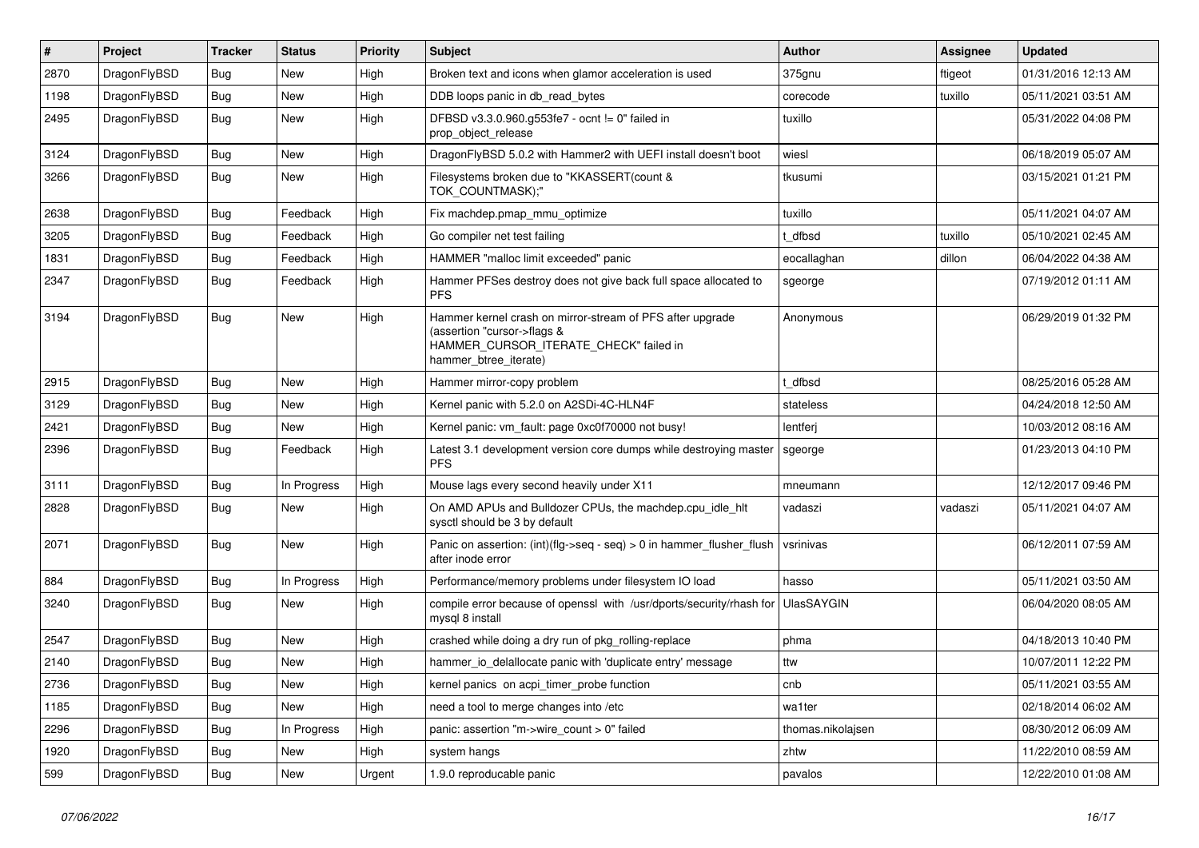| # | Project | Tracker | Status | Priority | Subject | Author | Assignee | Updated |
|---|---|---|---|---|---|---|---|---|
| 2870 | DragonFlyBSD | Bug | New | High | Broken text and icons when glamor acceleration is used | 375gnu | ftigeot | 01/31/2016 12:13 AM |
| 1198 | DragonFlyBSD | Bug | New | High | DDB loops panic in db_read_bytes | corecode | tuxillo | 05/11/2021 03:51 AM |
| 2495 | DragonFlyBSD | Bug | New | High | DFBSD v3.3.0.960.g553fe7 - ocnt != 0" failed in prop_object_release | tuxillo | | 05/31/2022 04:08 PM |
| 3124 | DragonFlyBSD | Bug | New | High | DragonFlyBSD 5.0.2 with Hammer2 with UEFI install doesn't boot | wiesl | | 06/18/2019 05:07 AM |
| 3266 | DragonFlyBSD | Bug | New | High | Filesystems broken due to "KKASSERT(count & TOK_COUNTMASK);" | tkusumi | | 03/15/2021 01:21 PM |
| 2638 | DragonFlyBSD | Bug | Feedback | High | Fix machdep.pmap_mmu_optimize | tuxillo | | 05/11/2021 04:07 AM |
| 3205 | DragonFlyBSD | Bug | Feedback | High | Go compiler net test failing | t_dfbsd | tuxillo | 05/10/2021 02:45 AM |
| 1831 | DragonFlyBSD | Bug | Feedback | High | HAMMER "malloc limit exceeded" panic | eocallaghan | dillon | 06/04/2022 04:38 AM |
| 2347 | DragonFlyBSD | Bug | Feedback | High | Hammer PFSes destroy does not give back full space allocated to PFS | sgeorge | | 07/19/2012 01:11 AM |
| 3194 | DragonFlyBSD | Bug | New | High | Hammer kernel crash on mirror-stream of PFS after upgrade (assertion "cursor->flags & HAMMER_CURSOR_ITERATE_CHECK" failed in hammer_btree_iterate) | Anonymous | | 06/29/2019 01:32 PM |
| 2915 | DragonFlyBSD | Bug | New | High | Hammer mirror-copy problem | t_dfbsd | | 08/25/2016 05:28 AM |
| 3129 | DragonFlyBSD | Bug | New | High | Kernel panic with 5.2.0 on A2SDi-4C-HLN4F | stateless | | 04/24/2018 12:50 AM |
| 2421 | DragonFlyBSD | Bug | New | High | Kernel panic: vm_fault: page 0xc0f70000 not busy! | lentferj | | 10/03/2012 08:16 AM |
| 2396 | DragonFlyBSD | Bug | Feedback | High | Latest 3.1 development version core dumps while destroying master PFS | sgeorge | | 01/23/2013 04:10 PM |
| 3111 | DragonFlyBSD | Bug | In Progress | High | Mouse lags every second heavily under X11 | mneumann | | 12/12/2017 09:46 PM |
| 2828 | DragonFlyBSD | Bug | New | High | On AMD APUs and Bulldozer CPUs, the machdep.cpu_idle_hlt sysctl should be 3 by default | vadaszi | vadaszi | 05/11/2021 04:07 AM |
| 2071 | DragonFlyBSD | Bug | New | High | Panic on assertion: (int)(flg->seq - seq) > 0 in hammer_flusher_flush after inode error | vsrinivas | | 06/12/2011 07:59 AM |
| 884 | DragonFlyBSD | Bug | In Progress | High | Performance/memory problems under filesystem IO load | hasso | | 05/11/2021 03:50 AM |
| 3240 | DragonFlyBSD | Bug | New | High | compile error because of openssl with /usr/dports/security/rhash for mysql 8 install | UlasSAYGIN | | 06/04/2020 08:05 AM |
| 2547 | DragonFlyBSD | Bug | New | High | crashed while doing a dry run of pkg_rolling-replace | phma | | 04/18/2013 10:40 PM |
| 2140 | DragonFlyBSD | Bug | New | High | hammer_io_delallocate panic with 'duplicate entry' message | ttw | | 10/07/2011 12:22 PM |
| 2736 | DragonFlyBSD | Bug | New | High | kernel panics on acpi_timer_probe function | cnb | | 05/11/2021 03:55 AM |
| 1185 | DragonFlyBSD | Bug | New | High | need a tool to merge changes into /etc | wa1ter | | 02/18/2014 06:02 AM |
| 2296 | DragonFlyBSD | Bug | In Progress | High | panic: assertion "m->wire_count > 0" failed | thomas.nikolajsen | | 08/30/2012 06:09 AM |
| 1920 | DragonFlyBSD | Bug | New | High | system hangs | zhtw | | 11/22/2010 08:59 AM |
| 599 | DragonFlyBSD | Bug | New | Urgent | 1.9.0 reproducable panic | pavalos | | 12/22/2010 01:08 AM |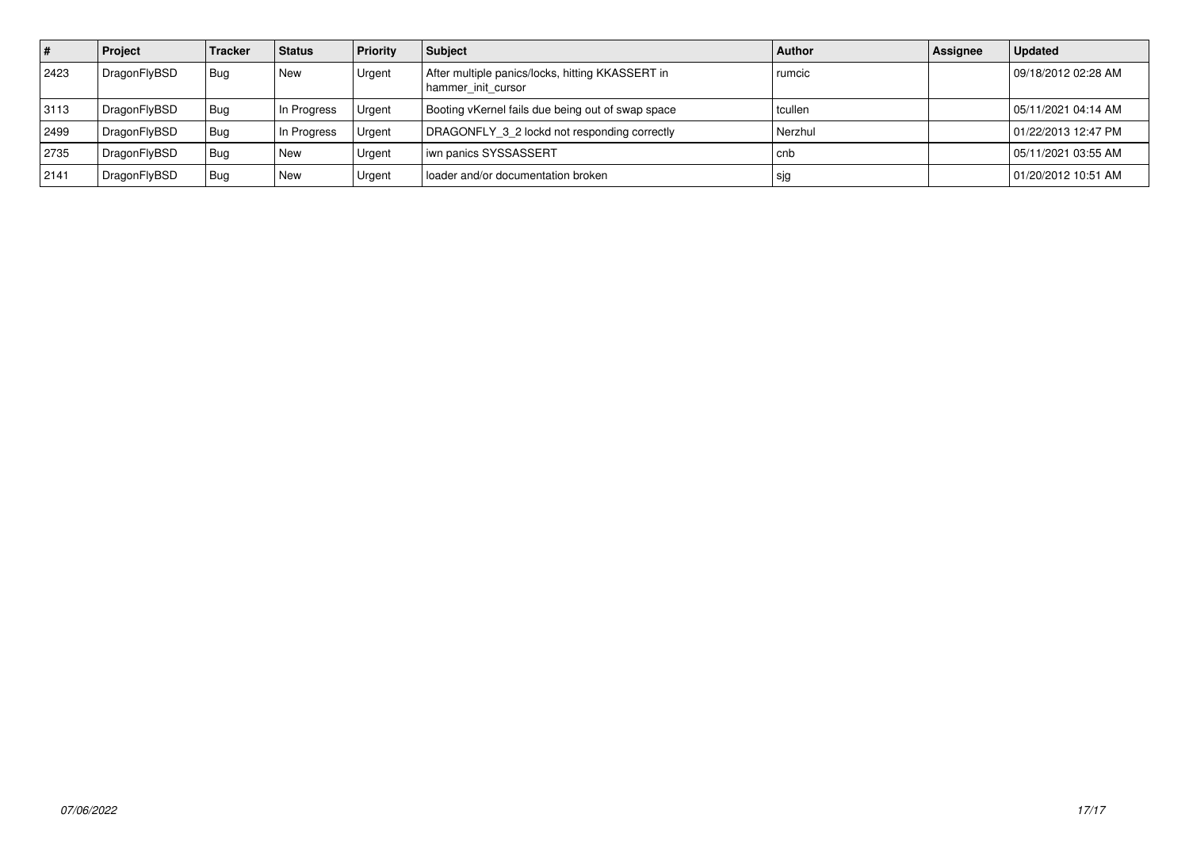| # | Project | Tracker | Status | Priority | Subject | Author | Assignee | Updated |
|---|---|---|---|---|---|---|---|---|
| 2423 | DragonFlyBSD | Bug | New | Urgent | After multiple panics/locks, hitting KKASSERT in hammer_init_cursor | rumcic | | 09/18/2012 02:28 AM |
| 3113 | DragonFlyBSD | Bug | In Progress | Urgent | Booting vKernel fails due being out of swap space | tcullen | | 05/11/2021 04:14 AM |
| 2499 | DragonFlyBSD | Bug | In Progress | Urgent | DRAGONFLY_3_2 lockd not responding correctly | Nerzhul | | 01/22/2013 12:47 PM |
| 2735 | DragonFlyBSD | Bug | New | Urgent | iwn panics SYSSASSERT | cnb | | 05/11/2021 03:55 AM |
| 2141 | DragonFlyBSD | Bug | New | Urgent | loader and/or documentation broken | sjg | | 01/20/2012 10:51 AM |